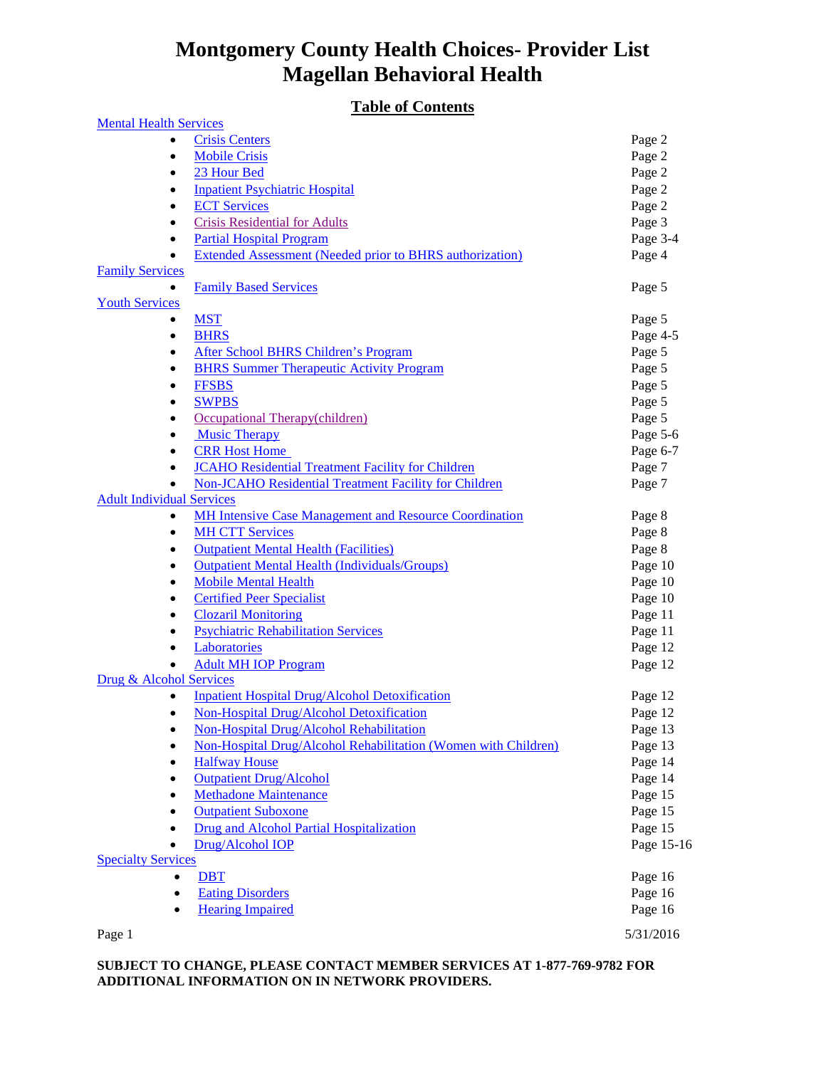# Montgomery County Health Choices- Provider List
# Magellan Behavioral Health

## Table of Contents

**Mental Health Services**

- Crisis Centers — Page 2
- Mobile Crisis — Page 2
- 23 Hour Bed — Page 2
- Inpatient Psychiatric Hospital — Page 2
- ECT Services — Page 2
- Crisis Residential for Adults — Page 3
- Partial Hospital Program — Page 3-4
- Extended Assessment (Needed prior to BHRS authorization) — Page 4

**Family Services**

- Family Based Services — Page 5

**Youth Services**

- MST — Page 5
- BHRS — Page 4-5
- After School BHRS Children's Program — Page 5
- BHRS Summer Therapeutic Activity Program — Page 5
- FFSBS — Page 5
- SWPBS — Page 5
- Occupational Therapy(children) — Page 5
- Music Therapy — Page 5-6
- CRR Host Home — Page 6-7
- JCAHO Residential Treatment Facility for Children — Page 7
- Non-JCAHO Residential Treatment Facility for Children — Page 7

**Adult Individual Services**

- MH Intensive Case Management and Resource Coordination — Page 8
- MH CTT Services — Page 8
- Outpatient Mental Health (Facilities) — Page 8
- Outpatient Mental Health (Individuals/Groups) — Page 10
- Mobile Mental Health — Page 10
- Certified Peer Specialist — Page 10
- Clozaril Monitoring — Page 11
- Psychiatric Rehabilitation Services — Page 11
- Laboratories — Page 12
- Adult MH IOP Program — Page 12

**Drug & Alcohol Services**

- Inpatient Hospital Drug/Alcohol Detoxification — Page 12
- Non-Hospital Drug/Alcohol Detoxification — Page 12
- Non-Hospital Drug/Alcohol Rehabilitation — Page 13
- Non-Hospital Drug/Alcohol Rehabilitation (Women with Children) — Page 13
- Halfway House — Page 14
- Outpatient Drug/Alcohol — Page 14
- Methadone Maintenance — Page 15
- Outpatient Suboxone — Page 15
- Drug and Alcohol Partial Hospitalization — Page 15
- Drug/Alcohol IOP — Page 15-16

**Specialty Services**

- DBT — Page 16
- Eating Disorders — Page 16
- Hearing Impaired — Page 16

5/31/2016

**SUBJECT TO CHANGE, PLEASE CONTACT MEMBER SERVICES AT 1-877-769-9782 FOR ADDITIONAL INFORMATION ON IN NETWORK PROVIDERS.**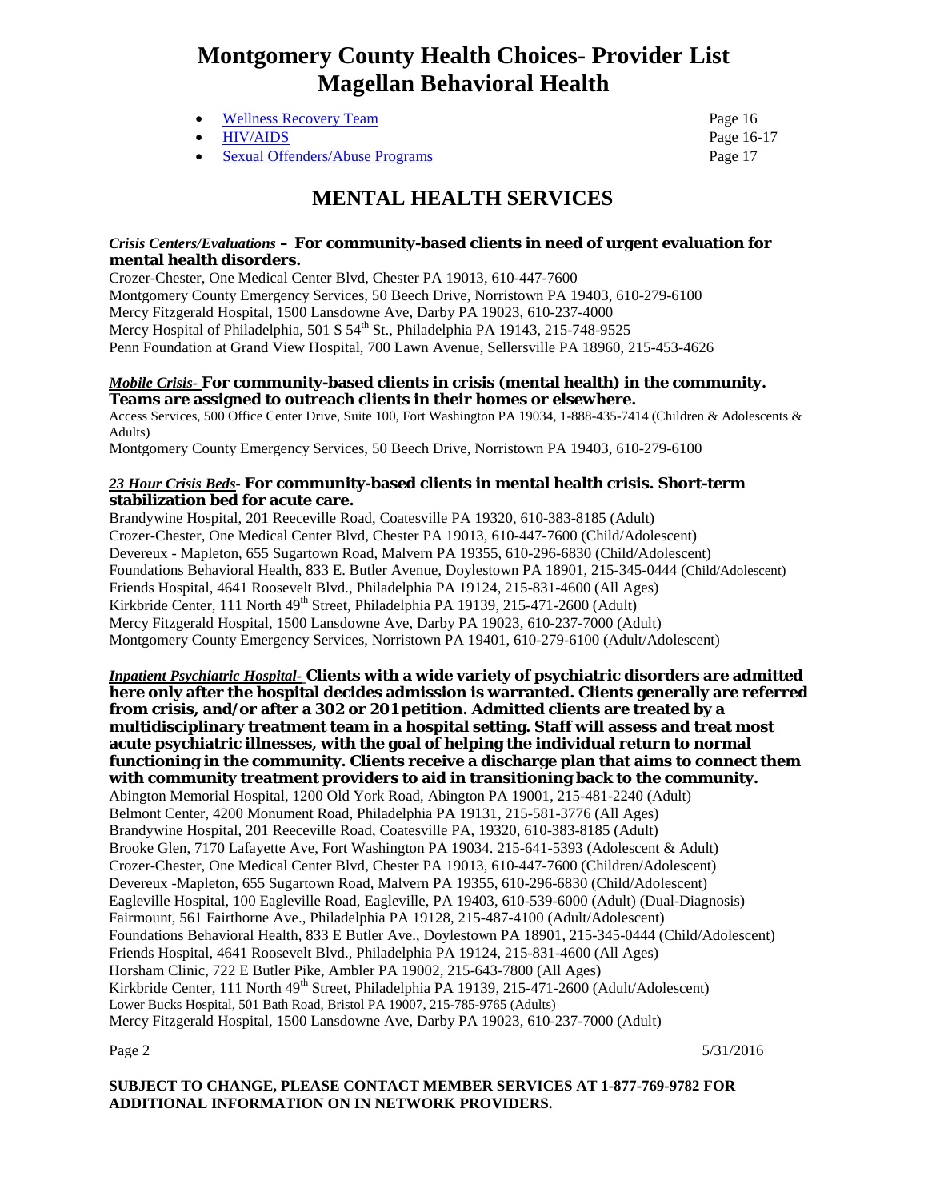# Montgomery County Health Choices- Provider List
# Magellan Behavioral Health

- Wellness Recovery Team — Page 16
- HIV/AIDS — Page 16-17
- Sexual Offenders/Abuse Programs — Page 17

## MENTAL HEALTH SERVICES

***Crisis Centers/Evaluations*** **– For community-based clients in need of urgent evaluation for mental health disorders.**

Crozer-Chester, One Medical Center Blvd, Chester PA 19013, 610-447-7600
Montgomery County Emergency Services, 50 Beech Drive, Norristown PA 19403, 610-279-6100
Mercy Fitzgerald Hospital, 1500 Lansdowne Ave, Darby PA 19023, 610-237-4000
Mercy Hospital of Philadelphia, 501 S 54th St., Philadelphia PA 19143, 215-748-9525
Penn Foundation at Grand View Hospital, 700 Lawn Avenue, Sellersville PA 18960, 215-453-4626

***Mobile Crisis-*** **For community-based clients in crisis (mental health) in the community. Teams are assigned to outreach clients in their homes or elsewhere.**

Access Services, 500 Office Center Drive, Suite 100, Fort Washington PA 19034, 1-888-435-7414 (Children & Adolescents & Adults)
Montgomery County Emergency Services, 50 Beech Drive, Norristown PA 19403, 610-279-6100

***23 Hour Crisis Beds-*** **For community-based clients in mental health crisis. Short-term stabilization bed for acute care.**

Brandywine Hospital, 201 Reeceville Road, Coatesville PA 19320, 610-383-8185 (Adult)
Crozer-Chester, One Medical Center Blvd, Chester PA 19013, 610-447-7600 (Child/Adolescent)
Devereux - Mapleton, 655 Sugartown Road, Malvern PA 19355, 610-296-6830 (Child/Adolescent)
Foundations Behavioral Health, 833 E. Butler Avenue, Doylestown PA 18901, 215-345-0444 (Child/Adolescent)
Friends Hospital, 4641 Roosevelt Blvd., Philadelphia PA 19124, 215-831-4600 (All Ages)
Kirkbride Center, 111 North 49th Street, Philadelphia PA 19139, 215-471-2600 (Adult)
Mercy Fitzgerald Hospital, 1500 Lansdowne Ave, Darby PA 19023, 610-237-7000 (Adult)
Montgomery County Emergency Services, Norristown PA 19401, 610-279-6100 (Adult/Adolescent)

***Inpatient Psychiatric Hospital-*** **Clients with a wide variety of psychiatric disorders are admitted here only after the hospital decides admission is warranted. Clients generally are referred from crisis, and/or after a 302 or 201 petition. Admitted clients are treated by a multidisciplinary treatment team in a hospital setting. Staff will assess and treat most acute psychiatric illnesses, with the goal of helping the individual return to normal functioning in the community. Clients receive a discharge plan that aims to connect them with community treatment providers to aid in transitioning back to the community.**

Abington Memorial Hospital, 1200 Old York Road, Abington PA 19001, 215-481-2240 (Adult)
Belmont Center, 4200 Monument Road, Philadelphia PA 19131, 215-581-3776 (All Ages)
Brandywine Hospital, 201 Reeceville Road, Coatesville PA, 19320, 610-383-8185 (Adult)
Brooke Glen, 7170 Lafayette Ave, Fort Washington PA 19034. 215-641-5393 (Adolescent & Adult)
Crozer-Chester, One Medical Center Blvd, Chester PA 19013, 610-447-7600 (Children/Adolescent)
Devereux -Mapleton, 655 Sugartown Road, Malvern PA 19355, 610-296-6830 (Child/Adolescent)
Eagleville Hospital, 100 Eagleville Road, Eagleville, PA 19403, 610-539-6000 (Adult) (Dual-Diagnosis)
Fairmount, 561 Fairthorne Ave., Philadelphia PA 19128, 215-487-4100 (Adult/Adolescent)
Foundations Behavioral Health, 833 E Butler Ave., Doylestown PA 18901, 215-345-0444 (Child/Adolescent)
Friends Hospital, 4641 Roosevelt Blvd., Philadelphia PA 19124, 215-831-4600 (All Ages)
Horsham Clinic, 722 E Butler Pike, Ambler PA 19002, 215-643-7800 (All Ages)
Kirkbride Center, 111 North 49th Street, Philadelphia PA 19139, 215-471-2600 (Adult/Adolescent)
Lower Bucks Hospital, 501 Bath Road, Bristol PA 19007, 215-785-9765 (Adults)
Mercy Fitzgerald Hospital, 1500 Lansdowne Ave, Darby PA 19023, 610-237-7000 (Adult)

5/31/2016

**SUBJECT TO CHANGE, PLEASE CONTACT MEMBER SERVICES AT 1-877-769-9782 FOR ADDITIONAL INFORMATION ON IN NETWORK PROVIDERS.**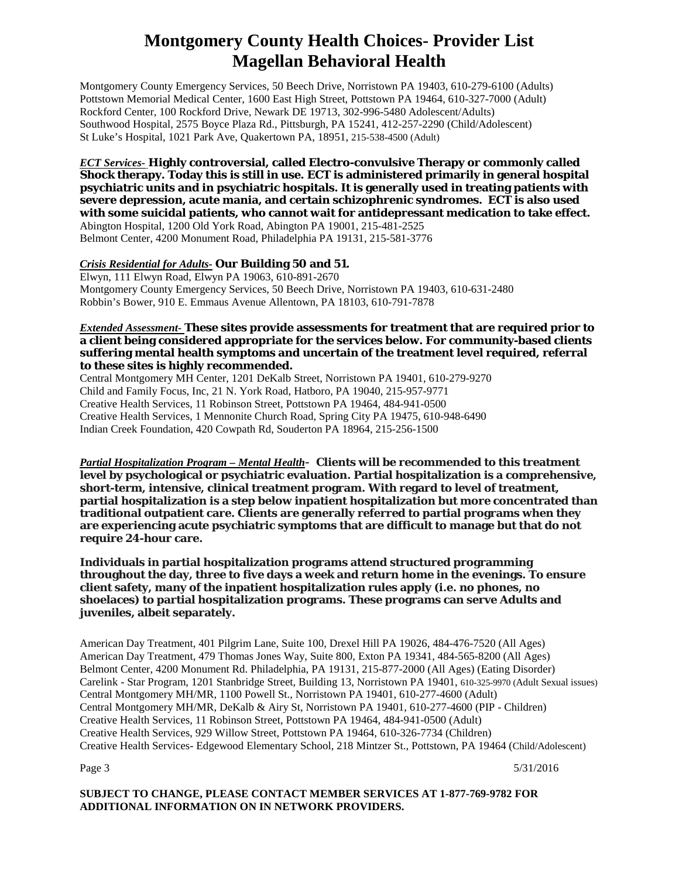# Montgomery County Health Choices- Provider List
# Magellan Behavioral Health

Montgomery County Emergency Services, 50 Beech Drive, Norristown PA 19403, 610-279-6100 (Adults)
Pottstown Memorial Medical Center, 1600 East High Street, Pottstown PA 19464, 610-327-7000 (Adult)
Rockford Center, 100 Rockford Drive, Newark DE 19713, 302-996-5480 Adolescent/Adults)
Southwood Hospital, 2575 Boyce Plaza Rd., Pittsburgh, PA 15241, 412-257-2290 (Child/Adolescent)
St Luke's Hospital, 1021 Park Ave, Quakertown PA, 18951, 215-538-4500 (Adult)

***ECT Services-*** **Highly controversial, called Electro-convulsive Therapy or commonly called Shock therapy. Today this is still in use. ECT is administered primarily in general hospital psychiatric units and in psychiatric hospitals. It is generally used in treating patients with severe depression, acute mania, and certain schizophrenic syndromes. ECT is also used with some suicidal patients, who cannot wait for antidepressant medication to take effect.**
Abington Hospital, 1200 Old York Road, Abington PA 19001, 215-481-2525
Belmont Center, 4200 Monument Road, Philadelphia PA 19131, 215-581-3776

***Crisis Residential for Adults-*** **Our Building 50 and 51.**
Elwyn, 111 Elwyn Road, Elwyn PA 19063, 610-891-2670
Montgomery County Emergency Services, 50 Beech Drive, Norristown PA 19403, 610-631-2480
Robbin's Bower, 910 E. Emmaus Avenue Allentown, PA 18103, 610-791-7878

***Extended Assessment-*** **These sites provide assessments for treatment that are required prior to a client being considered appropriate for the services below. For community-based clients suffering mental health symptoms and uncertain of the treatment level required, referral to these sites is highly recommended.**
Central Montgomery MH Center, 1201 DeKalb Street, Norristown PA 19401, 610-279-9270
Child and Family Focus, Inc, 21 N. York Road, Hatboro, PA 19040, 215-957-9771
Creative Health Services, 11 Robinson Street, Pottstown PA 19464, 484-941-0500
Creative Health Services, 1 Mennonite Church Road, Spring City PA 19475, 610-948-6490
Indian Creek Foundation, 420 Cowpath Rd, Souderton PA 18964, 215-256-1500

***Partial Hospitalization Program – Mental Health-*** **Clients will be recommended to this treatment level by psychological or psychiatric evaluation. Partial hospitalization is a comprehensive, short-term, intensive, clinical treatment program. With regard to level of treatment, partial hospitalization is a step below inpatient hospitalization but more concentrated than traditional outpatient care. Clients are generally referred to partial programs when they are experiencing acute psychiatric symptoms that are difficult to manage but that do not require 24-hour care.**

**Individuals in partial hospitalization programs attend structured programming throughout the day, three to five days a week and return home in the evenings. To ensure client safety, many of the inpatient hospitalization rules apply (i.e. no phones, no shoelaces) to partial hospitalization programs. These programs can serve Adults and juveniles, albeit separately.**

American Day Treatment, 401 Pilgrim Lane, Suite 100, Drexel Hill PA 19026, 484-476-7520 (All Ages)
American Day Treatment, 479 Thomas Jones Way, Suite 800, Exton PA 19341, 484-565-8200 (All Ages)
Belmont Center, 4200 Monument Rd. Philadelphia, PA 19131, 215-877-2000 (All Ages) (Eating Disorder)
Carelink - Star Program, 1201 Stanbridge Street, Building 13, Norristown PA 19401, 610-325-9970 (Adult Sexual issues)
Central Montgomery MH/MR, 1100 Powell St., Norristown PA 19401, 610-277-4600 (Adult)
Central Montgomery MH/MR, DeKalb & Airy St, Norristown PA 19401, 610-277-4600 (PIP - Children)
Creative Health Services, 11 Robinson Street, Pottstown PA 19464, 484-941-0500 (Adult)
Creative Health Services, 929 Willow Street, Pottstown PA 19464, 610-326-7734 (Children)
Creative Health Services- Edgewood Elementary School, 218 Mintzer St., Pottstown, PA 19464 (Child/Adolescent)

5/31/2016

**SUBJECT TO CHANGE, PLEASE CONTACT MEMBER SERVICES AT 1-877-769-9782 FOR ADDITIONAL INFORMATION ON IN NETWORK PROVIDERS.**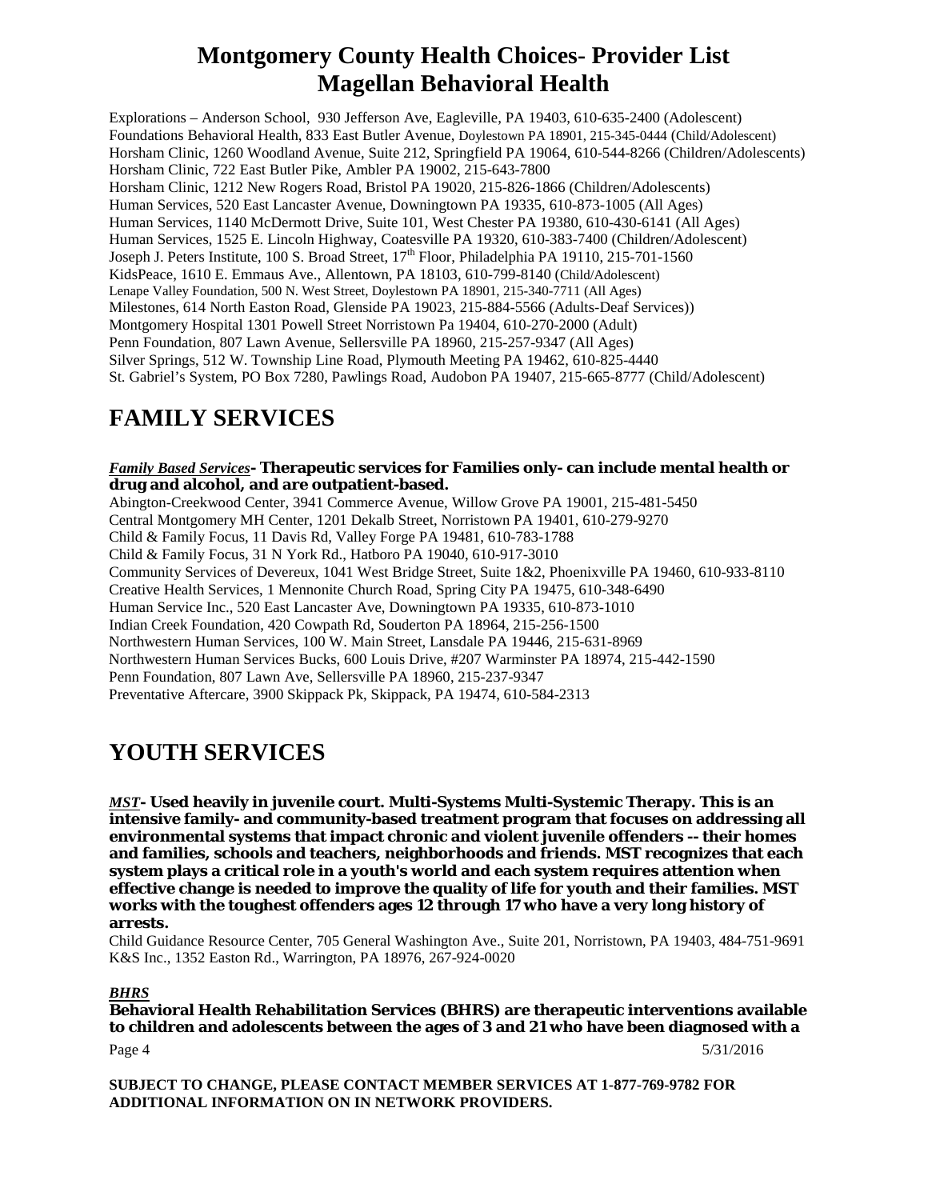Explorations – Anderson School, 930 Jefferson Ave, Eagleville, PA 19403, 610-635-2400 (Adolescent)
Foundations Behavioral Health, 833 East Butler Avenue, Doylestown PA 18901, 215-345-0444 (Child/Adolescent)
Horsham Clinic, 1260 Woodland Avenue, Suite 212, Springfield PA 19064, 610-544-8266 (Children/Adolescents)
Horsham Clinic, 722 East Butler Pike, Ambler PA 19002, 215-643-7800
Horsham Clinic, 1212 New Rogers Road, Bristol PA 19020, 215-826-1866 (Children/Adolescents)
Human Services, 520 East Lancaster Avenue, Downingtown PA 19335, 610-873-1005 (All Ages)
Human Services, 1140 McDermott Drive, Suite 101, West Chester PA 19380, 610-430-6141 (All Ages)
Human Services, 1525 E. Lincoln Highway, Coatesville PA 19320, 610-383-7400 (Children/Adolescent)
Joseph J. Peters Institute, 100 S. Broad Street, 17th Floor, Philadelphia PA 19110, 215-701-1560
KidsPeace, 1610 E. Emmaus Ave., Allentown, PA 18103, 610-799-8140 (Child/Adolescent)
Lenape Valley Foundation, 500 N. West Street, Doylestown PA 18901, 215-340-7711 (All Ages)
Milestones, 614 North Easton Road, Glenside PA 19023, 215-884-5566 (Adults-Deaf Services))
Montgomery Hospital 1301 Powell Street Norristown Pa 19404, 610-270-2000 (Adult)
Penn Foundation, 807 Lawn Avenue, Sellersville PA 18960, 215-257-9347 (All Ages)
Silver Springs, 512 W. Township Line Road, Plymouth Meeting PA 19462, 610-825-4440
St. Gabriel's System, PO Box 7280, Pawlings Road, Audobon PA 19407, 215-665-8777 (Child/Adolescent)

# FAMILY SERVICES

***Family Based Services*- Therapeutic services for Families only- can include mental health or drug and alcohol, and are outpatient-based.**

Abington-Creekwood Center, 3941 Commerce Avenue, Willow Grove PA 19001, 215-481-5450
Central Montgomery MH Center, 1201 Dekalb Street, Norristown PA 19401, 610-279-9270
Child & Family Focus, 11 Davis Rd, Valley Forge PA 19481, 610-783-1788
Child & Family Focus, 31 N York Rd., Hatboro PA 19040, 610-917-3010
Community Services of Devereux, 1041 West Bridge Street, Suite 1&2, Phoenixville PA 19460, 610-933-8110
Creative Health Services, 1 Mennonite Church Road, Spring City PA 19475, 610-348-6490
Human Service Inc., 520 East Lancaster Ave, Downingtown PA 19335, 610-873-1010
Indian Creek Foundation, 420 Cowpath Rd, Souderton PA 18964, 215-256-1500
Northwestern Human Services, 100 W. Main Street, Lansdale PA 19446, 215-631-8969
Northwestern Human Services Bucks, 600 Louis Drive, #207 Warminster PA 18974, 215-442-1590
Penn Foundation, 807 Lawn Ave, Sellersville PA 18960, 215-237-9347
Preventative Aftercare, 3900 Skippack Pk, Skippack, PA 19474, 610-584-2313

# YOUTH SERVICES

***MST*- Used heavily in juvenile court. Multi-Systems Multi-Systemic Therapy. This is an intensive family- and community-based treatment program that focuses on addressing all environmental systems that impact chronic and violent juvenile offenders -- their homes and families, schools and teachers, neighborhoods and friends. MST recognizes that each system plays a critical role in a youth's world and each system requires attention when effective change is needed to improve the quality of life for youth and their families. MST works with the toughest offenders ages 12 through 17 who have a very long history of arrests.**

Child Guidance Resource Center, 705 General Washington Ave., Suite 201, Norristown, PA 19403, 484-751-9691
K&S Inc., 1352 Easton Rd., Warrington, PA 18976, 267-924-0020

***BHRS***

**Behavioral Health Rehabilitation Services (BHRS) are therapeutic interventions available to children and adolescents between the ages of 3 and 21 who have been diagnosed with a**

**SUBJECT TO CHANGE, PLEASE CONTACT MEMBER SERVICES AT 1-877-769-9782 FOR ADDITIONAL INFORMATION ON IN NETWORK PROVIDERS.**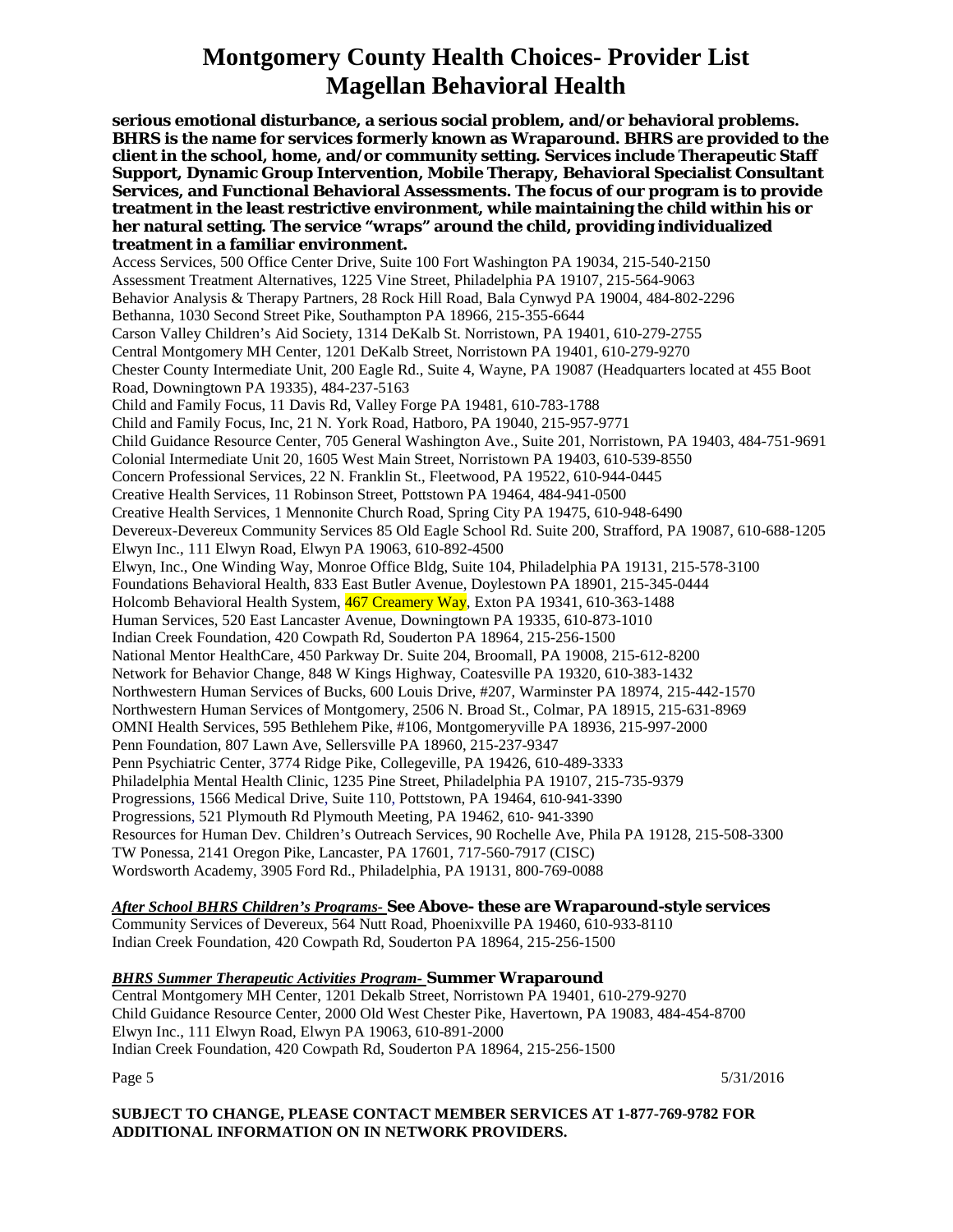**serious emotional disturbance, a serious social problem, and/or behavioral problems. BHRS is the name for services formerly known as Wraparound. BHRS are provided to the client in the school, home, and/or community setting. Services include Therapeutic Staff Support, Dynamic Group Intervention, Mobile Therapy, Behavioral Specialist Consultant Services, and Functional Behavioral Assessments. The focus of our program is to provide treatment in the least restrictive environment, while maintaining the child within his or her natural setting. The service "wraps" around the child, providing individualized treatment in a familiar environment.**

Access Services, 500 Office Center Drive, Suite 100 Fort Washington PA 19034, 215-540-2150
Assessment Treatment Alternatives, 1225 Vine Street, Philadelphia PA 19107, 215-564-9063
Behavior Analysis & Therapy Partners, 28 Rock Hill Road, Bala Cynwyd PA 19004, 484-802-2296
Bethanna, 1030 Second Street Pike, Southampton PA 18966, 215-355-6644
Carson Valley Children's Aid Society, 1314 DeKalb St. Norristown, PA 19401, 610-279-2755
Central Montgomery MH Center, 1201 DeKalb Street, Norristown PA 19401, 610-279-9270
Chester County Intermediate Unit, 200 Eagle Rd., Suite 4, Wayne, PA 19087 (Headquarters located at 455 Boot Road, Downingtown PA 19335), 484-237-5163
Child and Family Focus, 11 Davis Rd, Valley Forge PA 19481, 610-783-1788
Child and Family Focus, Inc, 21 N. York Road, Hatboro, PA 19040, 215-957-9771
Child Guidance Resource Center, 705 General Washington Ave., Suite 201, Norristown, PA 19403, 484-751-9691
Colonial Intermediate Unit 20, 1605 West Main Street, Norristown PA 19403, 610-539-8550
Concern Professional Services, 22 N. Franklin St., Fleetwood, PA 19522, 610-944-0445
Creative Health Services, 11 Robinson Street, Pottstown PA 19464, 484-941-0500
Creative Health Services, 1 Mennonite Church Road, Spring City PA 19475, 610-948-6490
Devereux-Devereux Community Services 85 Old Eagle School Rd. Suite 200, Strafford, PA 19087, 610-688-1205
Elwyn Inc., 111 Elwyn Road, Elwyn PA 19063, 610-892-4500
Elwyn, Inc., One Winding Way, Monroe Office Bldg, Suite 104, Philadelphia PA 19131, 215-578-3100
Foundations Behavioral Health, 833 East Butler Avenue, Doylestown PA 18901, 215-345-0444
Holcomb Behavioral Health System, 467 Creamery Way, Exton PA 19341, 610-363-1488
Human Services, 520 East Lancaster Avenue, Downingtown PA 19335, 610-873-1010
Indian Creek Foundation, 420 Cowpath Rd, Souderton PA 18964, 215-256-1500
National Mentor HealthCare, 450 Parkway Dr. Suite 204, Broomall, PA 19008, 215-612-8200
Network for Behavior Change, 848 W Kings Highway, Coatesville PA 19320, 610-383-1432
Northwestern Human Services of Bucks, 600 Louis Drive, #207, Warminster PA 18974, 215-442-1570
Northwestern Human Services of Montgomery, 2506 N. Broad St., Colmar, PA 18915, 215-631-8969
OMNI Health Services, 595 Bethlehem Pike, #106, Montgomeryville PA 18936, 215-997-2000
Penn Foundation, 807 Lawn Ave, Sellersville PA 18960, 215-237-9347
Penn Psychiatric Center, 3774 Ridge Pike, Collegeville, PA 19426, 610-489-3333
Philadelphia Mental Health Clinic, 1235 Pine Street, Philadelphia PA 19107, 215-735-9379
Progressions, 1566 Medical Drive, Suite 110, Pottstown, PA 19464, 610-941-3390
Progressions, 521 Plymouth Rd Plymouth Meeting, PA 19462, 610- 941-3390
Resources for Human Dev. Children's Outreach Services, 90 Rochelle Ave, Phila PA 19128, 215-508-3300
TW Ponessa, 2141 Oregon Pike, Lancaster, PA 17601, 717-560-7917 (CISC)
Wordsworth Academy, 3905 Ford Rd., Philadelphia, PA 19131, 800-769-0088

***After School BHRS Children's Programs-*** **See Above- these are Wraparound-style services**

Community Services of Devereux, 564 Nutt Road, Phoenixville PA 19460, 610-933-8110
Indian Creek Foundation, 420 Cowpath Rd, Souderton PA 18964, 215-256-1500

***BHRS Summer Therapeutic Activities Program-*** **Summer Wraparound**

Central Montgomery MH Center, 1201 Dekalb Street, Norristown PA 19401, 610-279-9270
Child Guidance Resource Center, 2000 Old West Chester Pike, Havertown, PA 19083, 484-454-8700
Elwyn Inc., 111 Elwyn Road, Elwyn PA 19063, 610-891-2000
Indian Creek Foundation, 420 Cowpath Rd, Souderton PA 18964, 215-256-1500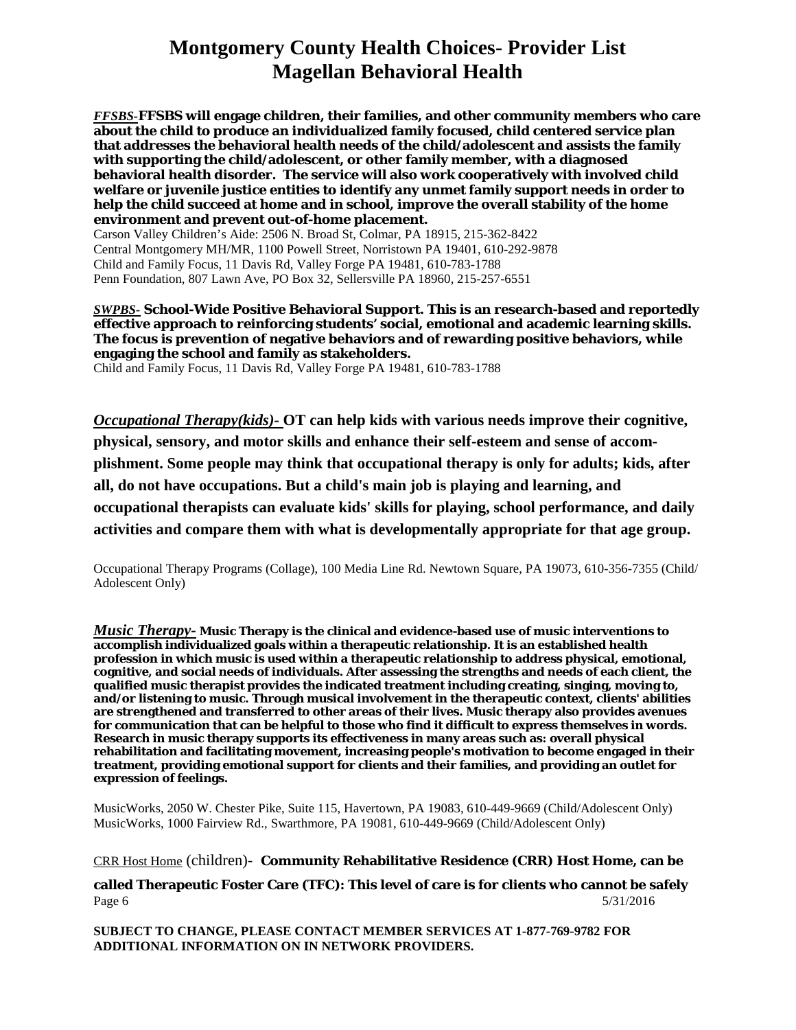# Montgomery County Health Choices- Provider List
# Magellan Behavioral Health

***FFSBS-*** **FFSBS will engage children, their families, and other community members who care about the child to produce an individualized family focused, child centered service plan that addresses the behavioral health needs of the child/adolescent and assists the family with supporting the child/adolescent, or other family member, with a diagnosed behavioral health disorder. The service will also work cooperatively with involved child welfare or juvenile justice entities to identify any unmet family support needs in order to help the child succeed at home and in school, improve the overall stability of the home environment and prevent out-of-home placement.**

Carson Valley Children's Aide: 2506 N. Broad St, Colmar, PA 18915, 215-362-8422
Central Montgomery MH/MR, 1100 Powell Street, Norristown PA 19401, 610-292-9878
Child and Family Focus, 11 Davis Rd, Valley Forge PA 19481, 610-783-1788
Penn Foundation, 807 Lawn Ave, PO Box 32, Sellersville PA 18960, 215-257-6551

***SWPBS-*** **School-Wide Positive Behavioral Support. This is an research-based and reportedly effective approach to reinforcing students' social, emotional and academic learning skills. The focus is prevention of negative behaviors and of rewarding positive behaviors, while engaging the school and family as stakeholders.**

Child and Family Focus, 11 Davis Rd, Valley Forge PA 19481, 610-783-1788

***Occupational Therapy(kids)-*** **OT can help kids with various needs improve their cognitive, physical, sensory, and motor skills and enhance their self-esteem and sense of accomplishment. Some people may think that occupational therapy is only for adults; kids, after all, do not have occupations. But a child's main job is playing and learning, and occupational therapists can evaluate kids' skills for playing, school performance, and daily activities and compare them with what is developmentally appropriate for that age group.**

Occupational Therapy Programs (Collage), 100 Media Line Rd. Newtown Square, PA 19073, 610-356-7355 (Child/Adolescent Only)

***Music Therapy-*** **Music Therapy is the clinical and evidence-based use of music interventions to accomplish individualized goals within a therapeutic relationship. It is an established health profession in which music is used within a therapeutic relationship to address physical, emotional, cognitive, and social needs of individuals. After assessing the strengths and needs of each client, the qualified music therapist provides the indicated treatment including creating, singing, moving to, and/or listening to music. Through musical involvement in the therapeutic context, clients' abilities are strengthened and transferred to other areas of their lives. Music therapy also provides avenues for communication that can be helpful to those who find it difficult to express themselves in words. Research in music therapy supports its effectiveness in many areas such as: overall physical rehabilitation and facilitating movement, increasing people's motivation to become engaged in their treatment, providing emotional support for clients and their families, and providing an outlet for expression of feelings.**

MusicWorks, 2050 W. Chester Pike, Suite 115, Havertown, PA 19083, 610-449-9669 (Child/Adolescent Only)
MusicWorks, 1000 Fairview Rd., Swarthmore, PA 19081, 610-449-9669 (Child/Adolescent Only)

CRR Host Home (children)- **Community Rehabilitative Residence (CRR) Host Home, can be called Therapeutic Foster Care (TFC): This level of care is for clients who cannot be safely**

**SUBJECT TO CHANGE, PLEASE CONTACT MEMBER SERVICES AT 1-877-769-9782 FOR ADDITIONAL INFORMATION ON IN NETWORK PROVIDERS.**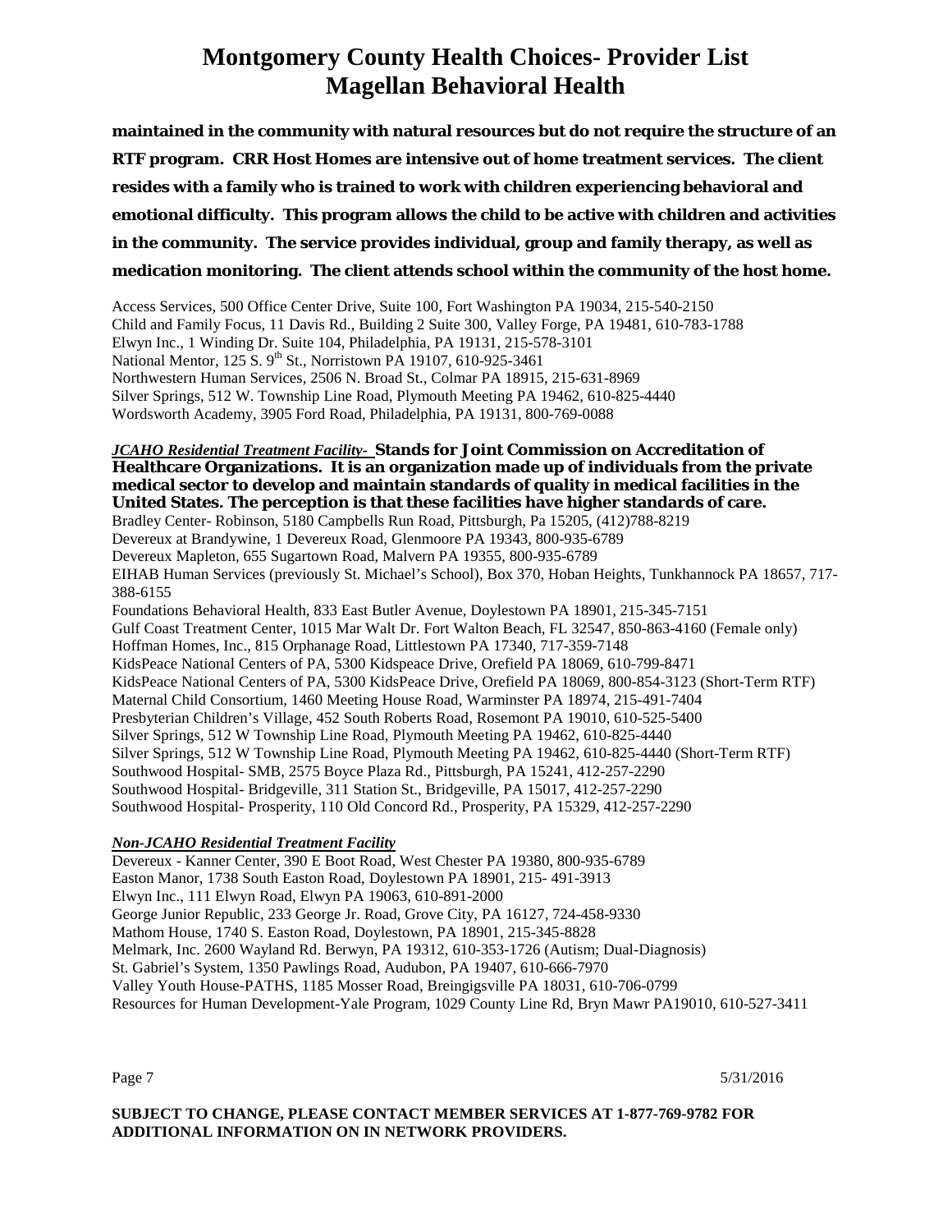**maintained in the community with natural resources but do not require the structure of an RTF program. CRR Host Homes are intensive out of home treatment services. The client resides with a family who is trained to work with children experiencing behavioral and emotional difficulty. This program allows the child to be active with children and activities in the community. The service provides individual, group and family therapy, as well as medication monitoring. The client attends school within the community of the host home.**

Access Services, 500 Office Center Drive, Suite 100, Fort Washington PA 19034, 215-540-2150
Child and Family Focus, 11 Davis Rd., Building 2 Suite 300, Valley Forge, PA 19481, 610-783-1788
Elwyn Inc., 1 Winding Dr. Suite 104, Philadelphia, PA 19131, 215-578-3101
National Mentor, 125 S. 9th St., Norristown PA 19107, 610-925-3461
Northwestern Human Services, 2506 N. Broad St., Colmar PA 18915, 215-631-8969
Silver Springs, 512 W. Township Line Road, Plymouth Meeting PA 19462, 610-825-4440
Wordsworth Academy, 3905 Ford Road, Philadelphia, PA 19131, 800-769-0088

***JCAHO Residential Treatment Facility-*** **Stands for Joint Commission on Accreditation of Healthcare Organizations. It is an organization made up of individuals from the private medical sector to develop and maintain standards of quality in medical facilities in the United States. The perception is that these facilities have higher standards of care.**

Bradley Center- Robinson, 5180 Campbells Run Road, Pittsburgh, Pa 15205, (412)788-8219
Devereux at Brandywine, 1 Devereux Road, Glenmoore PA 19343, 800-935-6789
Devereux Mapleton, 655 Sugartown Road, Malvern PA 19355, 800-935-6789
EIHAB Human Services (previously St. Michael's School), Box 370, Hoban Heights, Tunkhannock PA 18657, 717-388-6155
Foundations Behavioral Health, 833 East Butler Avenue, Doylestown PA 18901, 215-345-7151
Gulf Coast Treatment Center, 1015 Mar Walt Dr. Fort Walton Beach, FL 32547, 850-863-4160 (Female only)
Hoffman Homes, Inc., 815 Orphanage Road, Littlestown PA 17340, 717-359-7148
KidsPeace National Centers of PA, 5300 Kidspeace Drive, Orefield PA 18069, 610-799-8471
KidsPeace National Centers of PA, 5300 KidsPeace Drive, Orefield PA 18069, 800-854-3123 (Short-Term RTF)
Maternal Child Consortium, 1460 Meeting House Road, Warminster PA 18974, 215-491-7404
Presbyterian Children's Village, 452 South Roberts Road, Rosemont PA 19010, 610-525-5400
Silver Springs, 512 W Township Line Road, Plymouth Meeting PA 19462, 610-825-4440
Silver Springs, 512 W Township Line Road, Plymouth Meeting PA 19462, 610-825-4440 (Short-Term RTF)
Southwood Hospital- SMB, 2575 Boyce Plaza Rd., Pittsburgh, PA 15241, 412-257-2290
Southwood Hospital- Bridgeville, 311 Station St., Bridgeville, PA 15017, 412-257-2290
Southwood Hospital- Prosperity, 110 Old Concord Rd., Prosperity, PA 15329, 412-257-2290

***Non-JCAHO Residential Treatment Facility***

Devereux - Kanner Center, 390 E Boot Road, West Chester PA 19380, 800-935-6789
Easton Manor, 1738 South Easton Road, Doylestown PA 18901, 215- 491-3913
Elwyn Inc., 111 Elwyn Road, Elwyn PA 19063, 610-891-2000
George Junior Republic, 233 George Jr. Road, Grove City, PA 16127, 724-458-9330
Mathom House, 1740 S. Easton Road, Doylestown, PA 18901, 215-345-8828
Melmark, Inc. 2600 Wayland Rd. Berwyn, PA 19312, 610-353-1726 (Autism; Dual-Diagnosis)
St. Gabriel's System, 1350 Pawlings Road, Audubon, PA 19407, 610-666-7970
Valley Youth House-PATHS, 1185 Mosser Road, Breingigsville PA 18031, 610-706-0799
Resources for Human Development-Yale Program, 1029 County Line Rd, Bryn Mawr PA19010, 610-527-3411

**SUBJECT TO CHANGE, PLEASE CONTACT MEMBER SERVICES AT 1-877-769-9782 FOR ADDITIONAL INFORMATION ON IN NETWORK PROVIDERS.**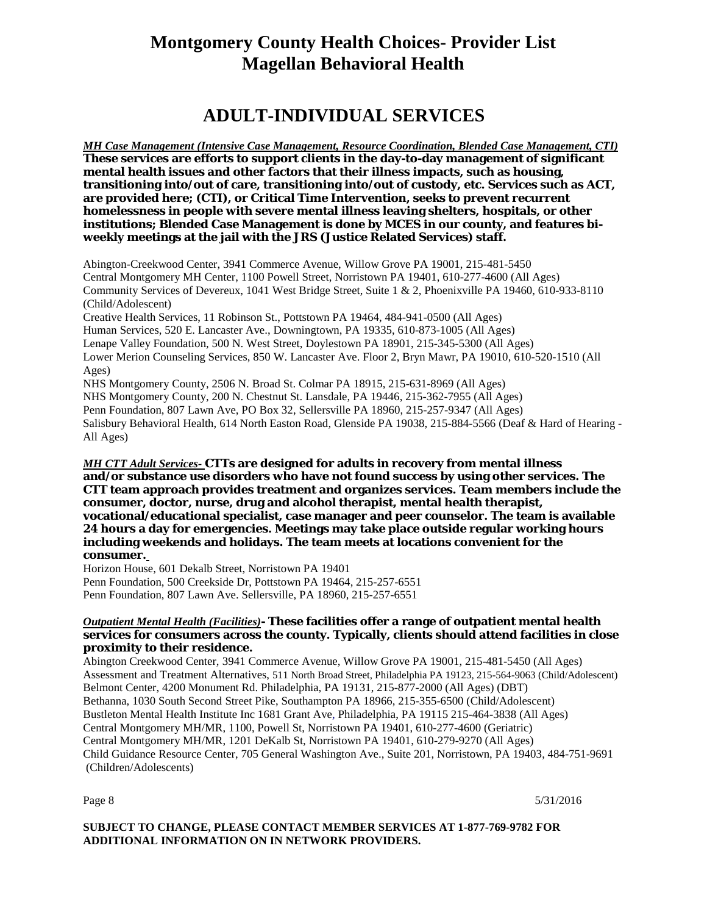# ADULT-INDIVIDUAL SERVICES

***MH Case Management (Intensive Case Management, Resource Coordination, Blended Case Management, CTI)***
**These services are efforts to support clients in the day-to-day management of significant mental health issues and other factors that their illness impacts, such as housing, transitioning into/out of care, transitioning into/out of custody, etc. Services such as ACT, are provided here; (CTI), or Critical Time Intervention, seeks to prevent recurrent homelessness in people with severe mental illness leaving shelters, hospitals, or other institutions; Blended Case Management is done by MCES in our county, and features bi-weekly meetings at the jail with the JRS (Justice Related Services) staff.**

Abington-Creekwood Center, 3941 Commerce Avenue, Willow Grove PA 19001, 215-481-5450
Central Montgomery MH Center, 1100 Powell Street, Norristown PA 19401, 610-277-4600 (All Ages)
Community Services of Devereux, 1041 West Bridge Street, Suite 1 & 2, Phoenixville PA 19460, 610-933-8110 (Child/Adolescent)
Creative Health Services, 11 Robinson St., Pottstown PA 19464, 484-941-0500 (All Ages)
Human Services, 520 E. Lancaster Ave., Downingtown, PA 19335, 610-873-1005 (All Ages)
Lenape Valley Foundation, 500 N. West Street, Doylestown PA 18901, 215-345-5300 (All Ages)
Lower Merion Counseling Services, 850 W. Lancaster Ave. Floor 2, Bryn Mawr, PA 19010, 610-520-1510 (All Ages)
NHS Montgomery County, 2506 N. Broad St. Colmar PA 18915, 215-631-8969 (All Ages)
NHS Montgomery County, 200 N. Chestnut St. Lansdale, PA 19446, 215-362-7955 (All Ages)
Penn Foundation, 807 Lawn Ave, PO Box 32, Sellersville PA 18960, 215-257-9347 (All Ages)
Salisbury Behavioral Health, 614 North Easton Road, Glenside PA 19038, 215-884-5566 (Deaf & Hard of Hearing - All Ages)

***MH CTT Adult Services-*** **CTTs are designed for adults in recovery from mental illness and/or substance use disorders who have not found success by using other services. The CTT team approach provides treatment and organizes services. Team members include the consumer, doctor, nurse, drug and alcohol therapist, mental health therapist, vocational/educational specialist, case manager and peer counselor. The team is available 24 hours a day for emergencies. Meetings may take place outside regular working hours including weekends and holidays. The team meets at locations convenient for the consumer.**

Horizon House, 601 Dekalb Street, Norristown PA 19401
Penn Foundation, 500 Creekside Dr, Pottstown PA 19464, 215-257-6551
Penn Foundation, 807 Lawn Ave. Sellersville, PA 18960, 215-257-6551

***Outpatient Mental Health (Facilities)*****- These facilities offer a range of outpatient mental health services for consumers across the county. Typically, clients should attend facilities in close proximity to their residence.**

Abington Creekwood Center, 3941 Commerce Avenue, Willow Grove PA 19001, 215-481-5450 (All Ages)
Assessment and Treatment Alternatives, 511 North Broad Street, Philadelphia PA 19123, 215-564-9063 (Child/Adolescent)
Belmont Center, 4200 Monument Rd. Philadelphia, PA 19131, 215-877-2000 (All Ages) (DBT)
Bethanna, 1030 South Second Street Pike, Southampton PA 18966, 215-355-6500 (Child/Adolescent)
Bustleton Mental Health Institute Inc 1681 Grant Ave, Philadelphia, PA 19115 215-464-3838 (All Ages)
Central Montgomery MH/MR, 1100, Powell St, Norristown PA 19401, 610-277-4600 (Geriatric)
Central Montgomery MH/MR, 1201 DeKalb St, Norristown PA 19401, 610-279-9270 (All Ages)
Child Guidance Resource Center, 705 General Washington Ave., Suite 201, Norristown, PA 19403, 484-751-9691 (Children/Adolescents)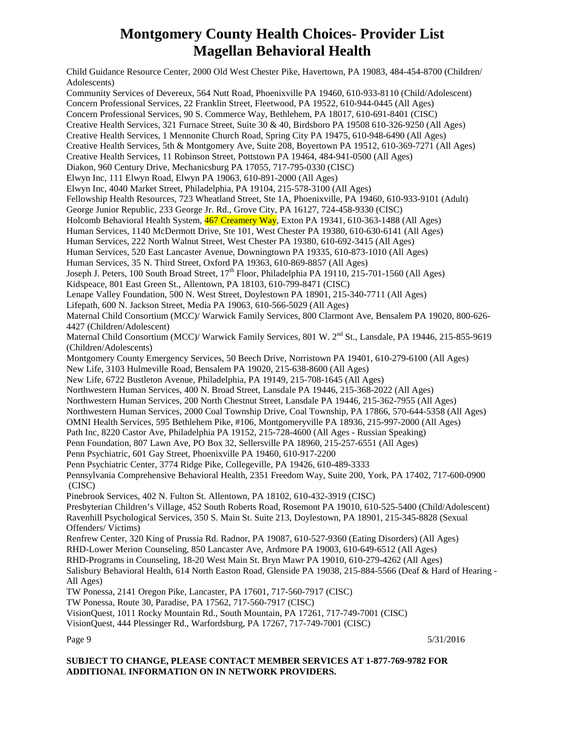# Montgomery County Health Choices- Provider List
# Magellan Behavioral Health

Child Guidance Resource Center, 2000 Old West Chester Pike, Havertown, PA 19083, 484-454-8700 (Children/ Adolescents)
Community Services of Devereux, 564 Nutt Road, Phoenixville PA 19460, 610-933-8110 (Child/Adolescent)
Concern Professional Services, 22 Franklin Street, Fleetwood, PA 19522, 610-944-0445 (All Ages)
Concern Professional Services, 90 S. Commerce Way, Bethlehem, PA 18017, 610-691-8401 (CISC)
Creative Health Services, 321 Furnace Street, Suite 30 & 40, Birdsboro PA 19508 610-326-9250 (All Ages)
Creative Health Services, 1 Mennonite Church Road, Spring City PA 19475, 610-948-6490 (All Ages)
Creative Health Services, 5th & Montgomery Ave, Suite 208, Boyertown PA 19512, 610-369-7271 (All Ages)
Creative Health Services, 11 Robinson Street, Pottstown PA 19464, 484-941-0500 (All Ages)
Diakon, 960 Century Drive, Mechanicsburg PA 17055, 717-795-0330 (CISC)
Elwyn Inc, 111 Elwyn Road, Elwyn PA 19063, 610-891-2000 (All Ages)
Elwyn Inc, 4040 Market Street, Philadelphia, PA 19104, 215-578-3100 (All Ages)
Fellowship Health Resources, 723 Wheatland Street, Ste 1A, Phoenixville, PA 19460, 610-933-9101 (Adult)
George Junior Republic, 233 George Jr. Rd., Grove City, PA 16127, 724-458-9330 (CISC)
Holcomb Behavioral Health System, 467 Creamery Way, Exton PA 19341, 610-363-1488 (All Ages)
Human Services, 1140 McDermott Drive, Ste 101, West Chester PA 19380, 610-630-6141 (All Ages)
Human Services, 222 North Walnut Street, West Chester PA 19380, 610-692-3415 (All Ages)
Human Services, 520 East Lancaster Avenue, Downingtown PA 19335, 610-873-1010 (All Ages)
Human Services, 35 N. Third Street, Oxford PA 19363, 610-869-8857 (All Ages)
Joseph J. Peters, 100 South Broad Street, 17th Floor, Philadelphia PA 19110, 215-701-1560 (All Ages)
Kidspeace, 801 East Green St., Allentown, PA 18103, 610-799-8471 (CISC)
Lenape Valley Foundation, 500 N. West Street, Doylestown PA 18901, 215-340-7711 (All Ages)
Lifepath, 600 N. Jackson Street, Media PA 19063, 610-566-5029 (All Ages)
Maternal Child Consortium (MCC)/ Warwick Family Services, 800 Clarmont Ave, Bensalem PA 19020, 800-626-4427 (Children/Adolescent)
Maternal Child Consortium (MCC)/ Warwick Family Services, 801 W. 2nd St., Lansdale, PA 19446, 215-855-9619 (Children/Adolescents)
Montgomery County Emergency Services, 50 Beech Drive, Norristown PA 19401, 610-279-6100 (All Ages)
New Life, 3103 Hulmeville Road, Bensalem PA 19020, 215-638-8600 (All Ages)
New Life, 6722 Bustleton Avenue, Philadelphia, PA 19149, 215-708-1645 (All Ages)
Northwestern Human Services, 400 N. Broad Street, Lansdale PA 19446, 215-368-2022 (All Ages)
Northwestern Human Services, 200 North Chestnut Street, Lansdale PA 19446, 215-362-7955 (All Ages)
Northwestern Human Services, 2000 Coal Township Drive, Coal Township, PA 17866, 570-644-5358 (All Ages)
OMNI Health Services, 595 Bethlehem Pike, #106, Montgomeryville PA 18936, 215-997-2000 (All Ages)
Path Inc, 8220 Castor Ave, Philadelphia PA 19152, 215-728-4600 (All Ages - Russian Speaking)
Penn Foundation, 807 Lawn Ave, PO Box 32, Sellersville PA 18960, 215-257-6551 (All Ages)
Penn Psychiatric, 601 Gay Street, Phoenixville PA 19460, 610-917-2200
Penn Psychiatric Center, 3774 Ridge Pike, Collegeville, PA 19426, 610-489-3333
Pennsylvania Comprehensive Behavioral Health, 2351 Freedom Way, Suite 200, York, PA 17402, 717-600-0900 (CISC)
Pinebrook Services, 402 N. Fulton St. Allentown, PA 18102, 610-432-3919 (CISC)
Presbyterian Children's Village, 452 South Roberts Road, Rosemont PA 19010, 610-525-5400 (Child/Adolescent)
Ravenhill Psychological Services, 350 S. Main St. Suite 213, Doylestown, PA 18901, 215-345-8828 (Sexual Offenders/ Victims)
Renfrew Center, 320 King of Prussia Rd. Radnor, PA 19087, 610-527-9360 (Eating Disorders) (All Ages)
RHD-Lower Merion Counseling, 850 Lancaster Ave, Ardmore PA 19003, 610-649-6512 (All Ages)
RHD-Programs in Counseling, 18-20 West Main St. Bryn Mawr PA 19010, 610-279-4262 (All Ages)
Salisbury Behavioral Health, 614 North Easton Road, Glenside PA 19038, 215-884-5566 (Deaf & Hard of Hearing - All Ages)
TW Ponessa, 2141 Oregon Pike, Lancaster, PA 17601, 717-560-7917 (CISC)
TW Ponessa, Route 30, Paradise, PA 17562, 717-560-7917 (CISC)
VisionQuest, 1011 Rocky Mountain Rd., South Mountain, PA 17261, 717-749-7001 (CISC)
VisionQuest, 444 Plessinger Rd., Warfordsburg, PA 17267, 717-749-7001 (CISC)

5/31/2016

**SUBJECT TO CHANGE, PLEASE CONTACT MEMBER SERVICES AT 1-877-769-9782 FOR ADDITIONAL INFORMATION ON IN NETWORK PROVIDERS.**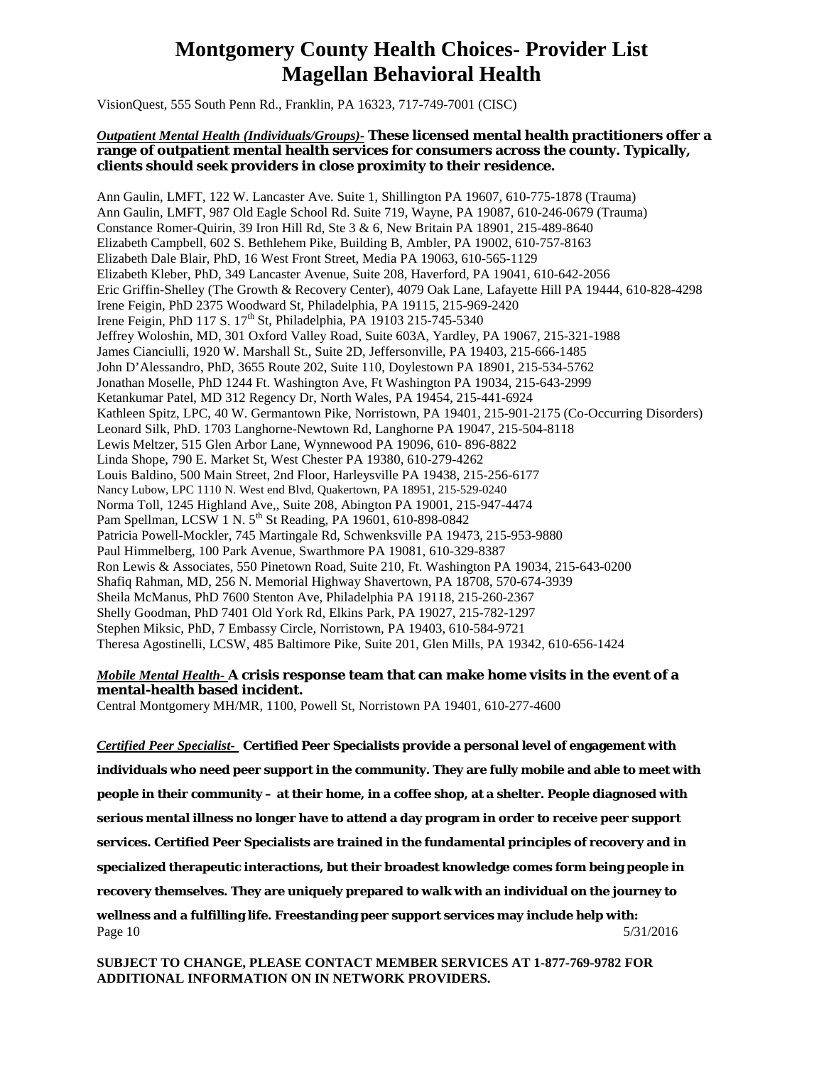VisionQuest, 555 South Penn Rd., Franklin, PA 16323, 717-749-7001 (CISC)

***Outpatient Mental Health (Individuals/Groups)-*** **These licensed mental health practitioners offer a range of outpatient mental health services for consumers across the county. Typically, clients should seek providers in close proximity to their residence.**

Ann Gaulin, LMFT, 122 W. Lancaster Ave. Suite 1, Shillington PA 19607, 610-775-1878 (Trauma)
Ann Gaulin, LMFT, 987 Old Eagle School Rd. Suite 719, Wayne, PA 19087, 610-246-0679 (Trauma)
Constance Romer-Quirin, 39 Iron Hill Rd, Ste 3 & 6, New Britain PA 18901, 215-489-8640
Elizabeth Campbell, 602 S. Bethlehem Pike, Building B, Ambler, PA 19002, 610-757-8163
Elizabeth Dale Blair, PhD, 16 West Front Street, Media PA 19063, 610-565-1129
Elizabeth Kleber, PhD, 349 Lancaster Avenue, Suite 208, Haverford, PA 19041, 610-642-2056
Eric Griffin-Shelley (The Growth & Recovery Center), 4079 Oak Lane, Lafayette Hill PA 19444, 610-828-4298
Irene Feigin, PhD 2375 Woodward St, Philadelphia, PA 19115, 215-969-2420
Irene Feigin, PhD 117 S. 17th St, Philadelphia, PA 19103 215-745-5340
Jeffrey Woloshin, MD, 301 Oxford Valley Road, Suite 603A, Yardley, PA 19067, 215-321-1988
James Cianciulli, 1920 W. Marshall St., Suite 2D, Jeffersonville, PA 19403, 215-666-1485
John D'Alessandro, PhD, 3655 Route 202, Suite 110, Doylestown PA 18901, 215-534-5762
Jonathan Moselle, PhD 1244 Ft. Washington Ave, Ft Washington PA 19034, 215-643-2999
Ketankumar Patel, MD 312 Regency Dr, North Wales, PA 19454, 215-441-6924
Kathleen Spitz, LPC, 40 W. Germantown Pike, Norristown, PA 19401, 215-901-2175 (Co-Occurring Disorders)
Leonard Silk, PhD. 1703 Langhorne-Newtown Rd, Langhorne PA 19047, 215-504-8118
Lewis Meltzer, 515 Glen Arbor Lane, Wynnewood PA 19096, 610- 896-8822
Linda Shope, 790 E. Market St, West Chester PA 19380, 610-279-4262
Louis Baldino, 500 Main Street, 2nd Floor, Harleysville PA 19438, 215-256-6177
Nancy Lubow, LPC 1110 N. West end Blvd, Quakertown, PA 18951, 215-529-0240
Norma Toll, 1245 Highland Ave,, Suite 208, Abington PA 19001, 215-947-4474
Pam Spellman, LCSW 1 N. 5th St Reading, PA 19601, 610-898-0842
Patricia Powell-Mockler, 745 Martingale Rd, Schwenksville PA 19473, 215-953-9880
Paul Himmelberg, 100 Park Avenue, Swarthmore PA 19081, 610-329-8387
Ron Lewis & Associates, 550 Pinetown Road, Suite 210, Ft. Washington PA 19034, 215-643-0200
Shafiq Rahman, MD, 256 N. Memorial Highway Shavertown, PA 18708, 570-674-3939
Sheila McManus, PhD 7600 Stenton Ave, Philadelphia PA 19118, 215-260-2367
Shelly Goodman, PhD 7401 Old York Rd, Elkins Park, PA 19027, 215-782-1297
Stephen Miksic, PhD, 7 Embassy Circle, Norristown, PA 19403, 610-584-9721
Theresa Agostinelli, LCSW, 485 Baltimore Pike, Suite 201, Glen Mills, PA 19342, 610-656-1424

***Mobile Mental Health-*** **A crisis response team that can make home visits in the event of a mental-health based incident.**
Central Montgomery MH/MR, 1100, Powell St, Norristown PA 19401, 610-277-4600

***Certified Peer Specialist-*** **Certified Peer Specialists provide a personal level of engagement with individuals who need peer support in the community. They are fully mobile and able to meet with people in their community – at their home, in a coffee shop, at a shelter. People diagnosed with serious mental illness no longer have to attend a day program in order to receive peer support services. Certified Peer Specialists are trained in the fundamental principles of recovery and in specialized therapeutic interactions, but their broadest knowledge comes form being people in recovery themselves. They are uniquely prepared to walk with an individual on the journey to wellness and a fulfilling life. Freestanding peer support services may include help with:**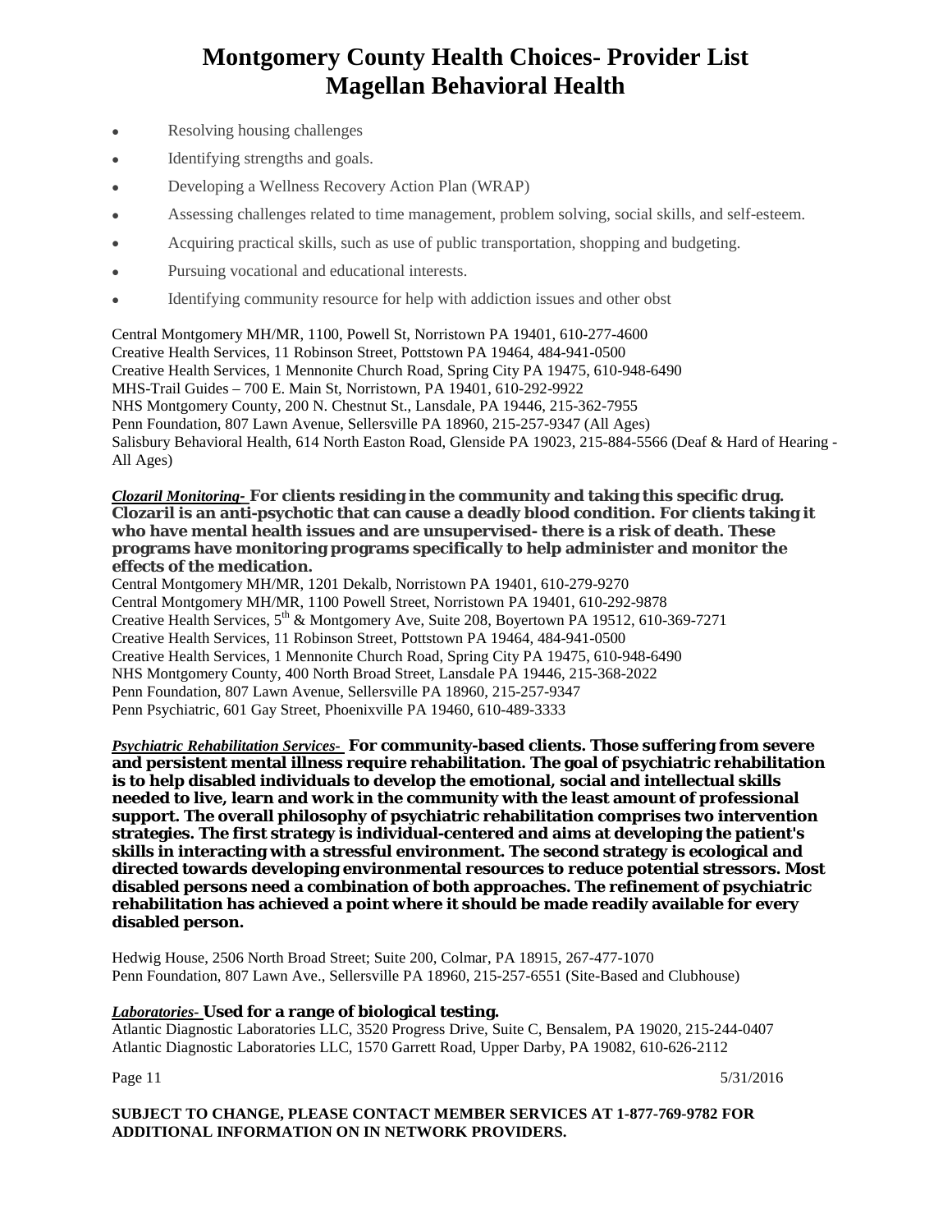- Resolving housing challenges
- Identifying strengths and goals.
- Developing a Wellness Recovery Action Plan (WRAP)
- Assessing challenges related to time management, problem solving, social skills, and self-esteem.
- Acquiring practical skills, such as use of public transportation, shopping and budgeting.
- Pursuing vocational and educational interests.
- Identifying community resource for help with addiction issues and other obst

Central Montgomery MH/MR, 1100, Powell St, Norristown PA 19401, 610-277-4600
Creative Health Services, 11 Robinson Street, Pottstown PA 19464, 484-941-0500
Creative Health Services, 1 Mennonite Church Road, Spring City PA 19475, 610-948-6490
MHS-Trail Guides – 700 E. Main St, Norristown, PA 19401, 610-292-9922
NHS Montgomery County, 200 N. Chestnut St., Lansdale, PA 19446, 215-362-7955
Penn Foundation, 807 Lawn Avenue, Sellersville PA 18960, 215-257-9347 (All Ages)
Salisbury Behavioral Health, 614 North Easton Road, Glenside PA 19023, 215-884-5566 (Deaf & Hard of Hearing - All Ages)

***Clozaril Monitoring-*** **For clients residing in the community and taking this specific drug. Clozaril is an anti-psychotic that can cause a deadly blood condition. For clients taking it who have mental health issues and are unsupervised- there is a risk of death. These programs have monitoring programs specifically to help administer and monitor the effects of the medication.**

Central Montgomery MH/MR, 1201 Dekalb, Norristown PA 19401, 610-279-9270
Central Montgomery MH/MR, 1100 Powell Street, Norristown PA 19401, 610-292-9878
Creative Health Services, 5th & Montgomery Ave, Suite 208, Boyertown PA 19512, 610-369-7271
Creative Health Services, 11 Robinson Street, Pottstown PA 19464, 484-941-0500
Creative Health Services, 1 Mennonite Church Road, Spring City PA 19475, 610-948-6490
NHS Montgomery County, 400 North Broad Street, Lansdale PA 19446, 215-368-2022
Penn Foundation, 807 Lawn Avenue, Sellersville PA 18960, 215-257-9347
Penn Psychiatric, 601 Gay Street, Phoenixville PA 19460, 610-489-3333

***Psychiatric Rehabilitation Services-*** **For community-based clients. Those suffering from severe and persistent mental illness require rehabilitation. The goal of psychiatric rehabilitation is to help disabled individuals to develop the emotional, social and intellectual skills needed to live, learn and work in the community with the least amount of professional support. The overall philosophy of psychiatric rehabilitation comprises two intervention strategies. The first strategy is individual-centered and aims at developing the patient's skills in interacting with a stressful environment. The second strategy is ecological and directed towards developing environmental resources to reduce potential stressors. Most disabled persons need a combination of both approaches. The refinement of psychiatric rehabilitation has achieved a point where it should be made readily available for every disabled person.**

Hedwig House, 2506 North Broad Street; Suite 200, Colmar, PA 18915, 267-477-1070
Penn Foundation, 807 Lawn Ave., Sellersville PA 18960, 215-257-6551 (Site-Based and Clubhouse)

***Laboratories-*** **Used for a range of biological testing.**

Atlantic Diagnostic Laboratories LLC, 3520 Progress Drive, Suite C, Bensalem, PA 19020, 215-244-0407
Atlantic Diagnostic Laboratories LLC, 1570 Garrett Road, Upper Darby, PA 19082, 610-626-2112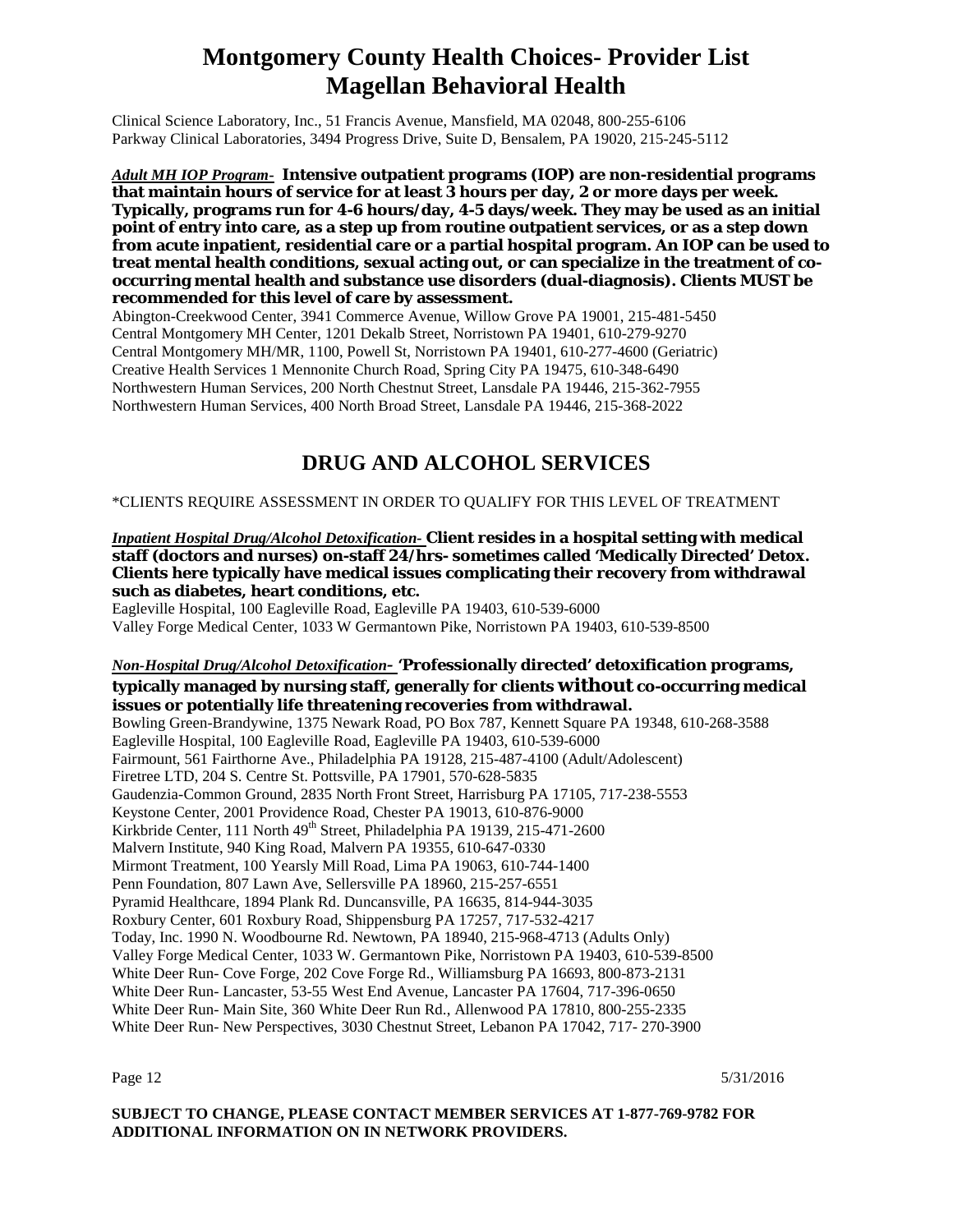# Montgomery County Health Choices- Provider List
# Magellan Behavioral Health

Clinical Science Laboratory, Inc., 51 Francis Avenue, Mansfield, MA 02048, 800-255-6106
Parkway Clinical Laboratories, 3494 Progress Drive, Suite D, Bensalem, PA 19020, 215-245-5112

***Adult MH IOP Program-*** **Intensive outpatient programs (IOP) are non-residential programs that maintain hours of service for at least 3 hours per day, 2 or more days per week. Typically, programs run for 4-6 hours/day, 4-5 days/week. They may be used as an initial point of entry into care, as a step up from routine outpatient services, or as a step down from acute inpatient, residential care or a partial hospital program. An IOP can be used to treat mental health conditions, sexual acting out, or can specialize in the treatment of co-occurring mental health and substance use disorders (dual-diagnosis). Clients MUST be recommended for this level of care by assessment.**

Abington-Creekwood Center, 3941 Commerce Avenue, Willow Grove PA 19001, 215-481-5450
Central Montgomery MH Center, 1201 Dekalb Street, Norristown PA 19401, 610-279-9270
Central Montgomery MH/MR, 1100, Powell St, Norristown PA 19401, 610-277-4600 (Geriatric)
Creative Health Services 1 Mennonite Church Road, Spring City PA 19475, 610-348-6490
Northwestern Human Services, 200 North Chestnut Street, Lansdale PA 19446, 215-362-7955
Northwestern Human Services, 400 North Broad Street, Lansdale PA 19446, 215-368-2022

## DRUG AND ALCOHOL SERVICES

*CLIENTS REQUIRE ASSESSMENT IN ORDER TO QUALIFY FOR THIS LEVEL OF TREATMENT

***Inpatient Hospital Drug/Alcohol Detoxification-*** **Client resides in a hospital setting with medical staff (doctors and nurses) on-staff 24/hrs- sometimes called 'Medically Directed' Detox. Clients here typically have medical issues complicating their recovery from withdrawal such as diabetes, heart conditions, etc.**

Eagleville Hospital, 100 Eagleville Road, Eagleville PA 19403, 610-539-6000
Valley Forge Medical Center, 1033 W Germantown Pike, Norristown PA 19403, 610-539-8500

***Non-Hospital Drug/Alcohol Detoxification-*** **'Professionally directed' detoxification programs, typically managed by nursing staff, generally for clients without co-occurring medical issues or potentially life threatening recoveries from withdrawal.**

Bowling Green-Brandywine, 1375 Newark Road, PO Box 787, Kennett Square PA 19348, 610-268-3588
Eagleville Hospital, 100 Eagleville Road, Eagleville PA 19403, 610-539-6000
Fairmount, 561 Fairthorne Ave., Philadelphia PA 19128, 215-487-4100 (Adult/Adolescent)
Firetree LTD, 204 S. Centre St. Pottsville, PA 17901, 570-628-5835
Gaudenzia-Common Ground, 2835 North Front Street, Harrisburg PA 17105, 717-238-5553
Keystone Center, 2001 Providence Road, Chester PA 19013, 610-876-9000
Kirkbride Center, 111 North 49th Street, Philadelphia PA 19139, 215-471-2600
Malvern Institute, 940 King Road, Malvern PA 19355, 610-647-0330
Mirmont Treatment, 100 Yearsly Mill Road, Lima PA 19063, 610-744-1400
Penn Foundation, 807 Lawn Ave, Sellersville PA 18960, 215-257-6551
Pyramid Healthcare, 1894 Plank Rd. Duncansville, PA 16635, 814-944-3035
Roxbury Center, 601 Roxbury Road, Shippensburg PA 17257, 717-532-4217
Today, Inc. 1990 N. Woodbourne Rd. Newtown, PA 18940, 215-968-4713 (Adults Only)
Valley Forge Medical Center, 1033 W. Germantown Pike, Norristown PA 19403, 610-539-8500
White Deer Run- Cove Forge, 202 Cove Forge Rd., Williamsburg PA 16693, 800-873-2131
White Deer Run- Lancaster, 53-55 West End Avenue, Lancaster PA 17604, 717-396-0650
White Deer Run- Main Site, 360 White Deer Run Rd., Allenwood PA 17810, 800-255-2335
White Deer Run- New Perspectives, 3030 Chestnut Street, Lebanon PA 17042, 717- 270-3900

5/31/2016

**SUBJECT TO CHANGE, PLEASE CONTACT MEMBER SERVICES AT 1-877-769-9782 FOR ADDITIONAL INFORMATION ON IN NETWORK PROVIDERS.**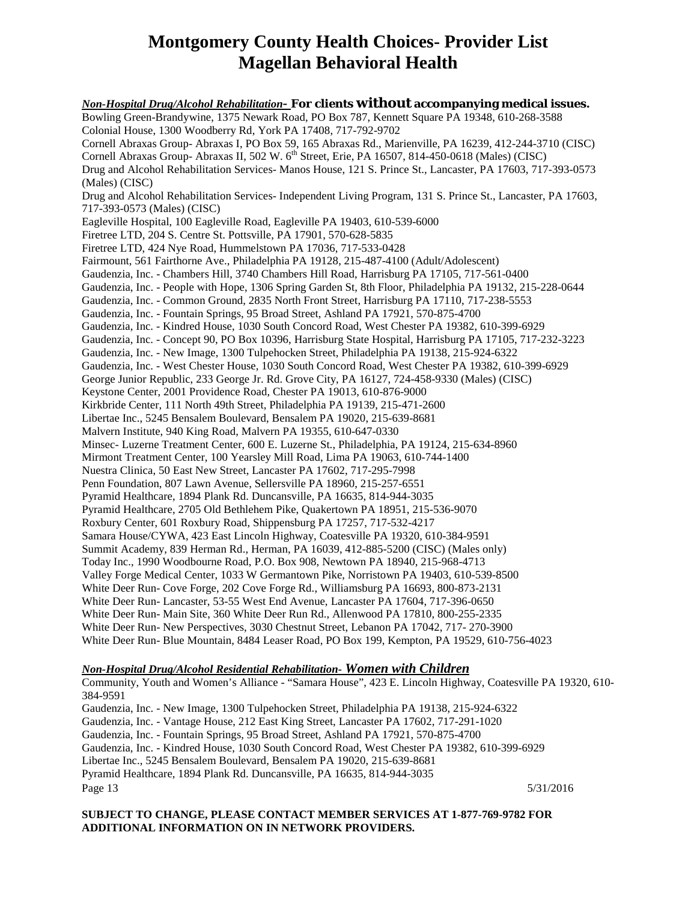# Montgomery County Health Choices- Provider List
# Magellan Behavioral Health

***Non-Hospital Drug/Alcohol Rehabilitation-*** **For clients *without* accompanying medical issues.**

Bowling Green-Brandywine, 1375 Newark Road, PO Box 787, Kennett Square PA 19348, 610-268-3588
Colonial House, 1300 Woodberry Rd, York PA 17408, 717-792-9702
Cornell Abraxas Group- Abraxas I, PO Box 59, 165 Abraxas Rd., Marienville, PA 16239, 412-244-3710 (CISC)
Cornell Abraxas Group- Abraxas II, 502 W. 6th Street, Erie, PA 16507, 814-450-0618 (Males) (CISC)
Drug and Alcohol Rehabilitation Services- Manos House, 121 S. Prince St., Lancaster, PA 17603, 717-393-0573 (Males) (CISC)
Drug and Alcohol Rehabilitation Services- Independent Living Program, 131 S. Prince St., Lancaster, PA 17603, 717-393-0573 (Males) (CISC)
Eagleville Hospital, 100 Eagleville Road, Eagleville PA 19403, 610-539-6000
Firetree LTD, 204 S. Centre St. Pottsville, PA 17901, 570-628-5835
Firetree LTD, 424 Nye Road, Hummelstown PA 17036, 717-533-0428
Fairmount, 561 Fairthorne Ave., Philadelphia PA 19128, 215-487-4100 (Adult/Adolescent)
Gaudenzia, Inc. - Chambers Hill, 3740 Chambers Hill Road, Harrisburg PA 17105, 717-561-0400
Gaudenzia, Inc. - People with Hope, 1306 Spring Garden St, 8th Floor, Philadelphia PA 19132, 215-228-0644
Gaudenzia, Inc. - Common Ground, 2835 North Front Street, Harrisburg PA 17110, 717-238-5553
Gaudenzia, Inc. - Fountain Springs, 95 Broad Street, Ashland PA 17921, 570-875-4700
Gaudenzia, Inc. - Kindred House, 1030 South Concord Road, West Chester PA 19382, 610-399-6929
Gaudenzia, Inc. - Concept 90, PO Box 10396, Harrisburg State Hospital, Harrisburg PA 17105, 717-232-3223
Gaudenzia, Inc. - New Image, 1300 Tulpehocken Street, Philadelphia PA 19138, 215-924-6322
Gaudenzia, Inc. - West Chester House, 1030 South Concord Road, West Chester PA 19382, 610-399-6929
George Junior Republic, 233 George Jr. Rd. Grove City, PA 16127, 724-458-9330 (Males) (CISC)
Keystone Center, 2001 Providence Road, Chester PA 19013, 610-876-9000
Kirkbride Center, 111 North 49th Street, Philadelphia PA 19139, 215-471-2600
Libertae Inc., 5245 Bensalem Boulevard, Bensalem PA 19020, 215-639-8681
Malvern Institute, 940 King Road, Malvern PA 19355, 610-647-0330
Minsec- Luzerne Treatment Center, 600 E. Luzerne St., Philadelphia, PA 19124, 215-634-8960
Mirmont Treatment Center, 100 Yearsley Mill Road, Lima PA 19063, 610-744-1400
Nuestra Clinica, 50 East New Street, Lancaster PA 17602, 717-295-7998
Penn Foundation, 807 Lawn Avenue, Sellersville PA 18960, 215-257-6551
Pyramid Healthcare, 1894 Plank Rd. Duncansville, PA 16635, 814-944-3035
Pyramid Healthcare, 2705 Old Bethlehem Pike, Quakertown PA 18951, 215-536-9070
Roxbury Center, 601 Roxbury Road, Shippensburg PA 17257, 717-532-4217
Samara House/CYWA, 423 East Lincoln Highway, Coatesville PA 19320, 610-384-9591
Summit Academy, 839 Herman Rd., Herman, PA 16039, 412-885-5200 (CISC) (Males only)
Today Inc., 1990 Woodbourne Road, P.O. Box 908, Newtown PA 18940, 215-968-4713
Valley Forge Medical Center, 1033 W Germantown Pike, Norristown PA 19403, 610-539-8500
White Deer Run- Cove Forge, 202 Cove Forge Rd., Williamsburg PA 16693, 800-873-2131
White Deer Run- Lancaster, 53-55 West End Avenue, Lancaster PA 17604, 717-396-0650
White Deer Run- Main Site, 360 White Deer Run Rd., Allenwood PA 17810, 800-255-2335
White Deer Run- New Perspectives, 3030 Chestnut Street, Lebanon PA 17042, 717- 270-3900
White Deer Run- Blue Mountain, 8484 Leaser Road, PO Box 199, Kempton, PA 19529, 610-756-4023

***Non-Hospital Drug/Alcohol Residential Rehabilitation- Women with Children***

Community, Youth and Women's Alliance - "Samara House", 423 E. Lincoln Highway, Coatesville PA 19320, 610-384-9591
Gaudenzia, Inc. - New Image, 1300 Tulpehocken Street, Philadelphia PA 19138, 215-924-6322
Gaudenzia, Inc. - Vantage House, 212 East King Street, Lancaster PA 17602, 717-291-1020
Gaudenzia, Inc. - Fountain Springs, 95 Broad Street, Ashland PA 17921, 570-875-4700
Gaudenzia, Inc. - Kindred House, 1030 South Concord Road, West Chester PA 19382, 610-399-6929
Libertae Inc., 5245 Bensalem Boulevard, Bensalem PA 19020, 215-639-8681
Pyramid Healthcare, 1894 Plank Rd. Duncansville, PA 16635, 814-944-3035

**SUBJECT TO CHANGE, PLEASE CONTACT MEMBER SERVICES AT 1-877-769-9782 FOR ADDITIONAL INFORMATION ON IN NETWORK PROVIDERS.**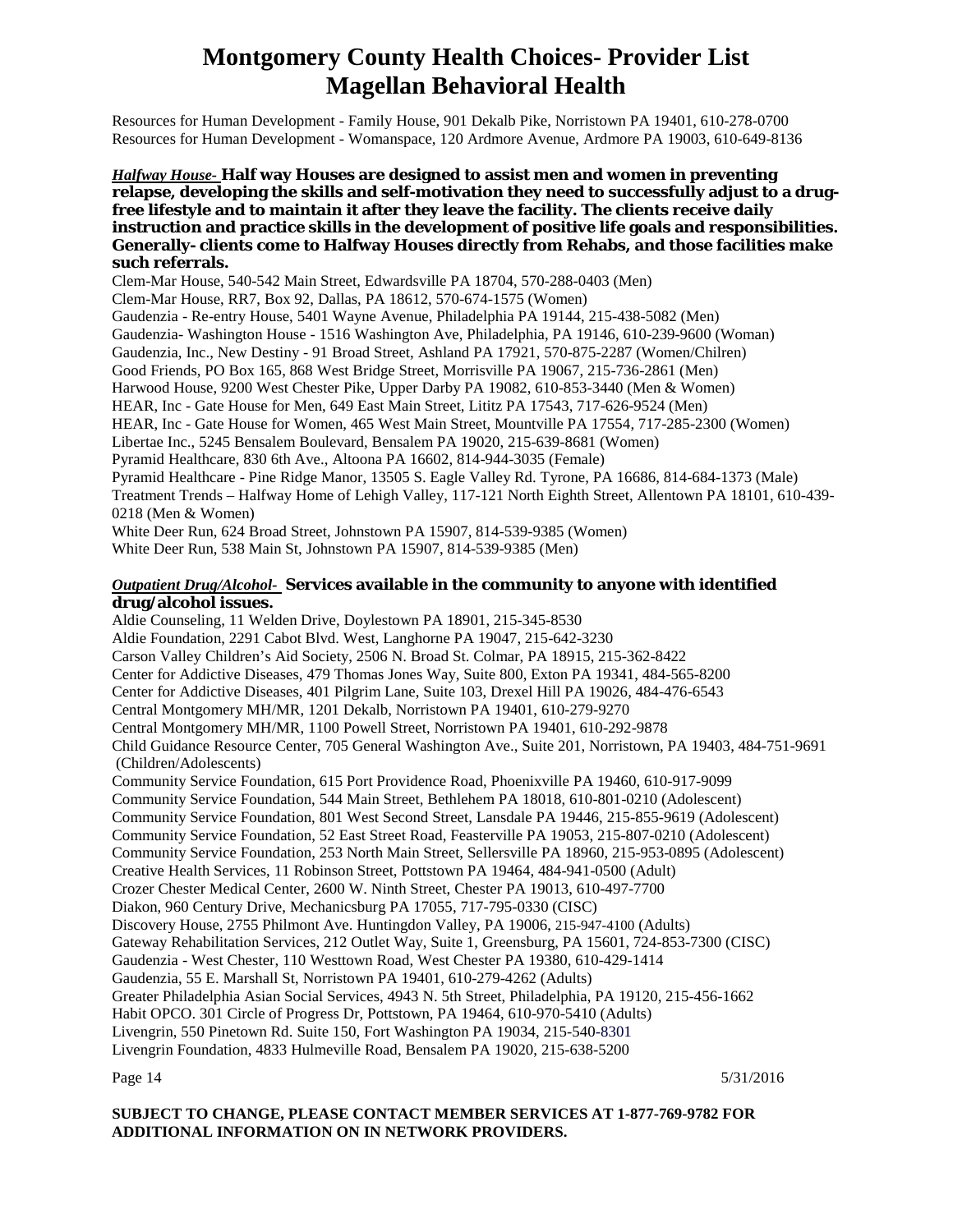Resources for Human Development - Family House, 901 Dekalb Pike, Norristown PA 19401, 610-278-0700
Resources for Human Development - Womanspace, 120 Ardmore Avenue, Ardmore PA 19003, 610-649-8136

***Halfway House-*** **Half way Houses are designed to assist men and women in preventing relapse, developing the skills and self-motivation they need to successfully adjust to a drug-free lifestyle and to maintain it after they leave the facility. The clients receive daily instruction and practice skills in the development of positive life goals and responsibilities. Generally- clients come to Halfway Houses directly from Rehabs, and those facilities make such referrals.**

Clem-Mar House, 540-542 Main Street, Edwardsville PA 18704, 570-288-0403 (Men)
Clem-Mar House, RR7, Box 92, Dallas, PA 18612, 570-674-1575 (Women)
Gaudenzia - Re-entry House, 5401 Wayne Avenue, Philadelphia PA 19144, 215-438-5082 (Men)
Gaudenzia- Washington House - 1516 Washington Ave, Philadelphia, PA 19146, 610-239-9600 (Woman)
Gaudenzia, Inc., New Destiny - 91 Broad Street, Ashland PA 17921, 570-875-2287 (Women/Chilren)
Good Friends, PO Box 165, 868 West Bridge Street, Morrisville PA 19067, 215-736-2861 (Men)
Harwood House, 9200 West Chester Pike, Upper Darby PA 19082, 610-853-3440 (Men & Women)
HEAR, Inc - Gate House for Men, 649 East Main Street, Lititz PA 17543, 717-626-9524 (Men)
HEAR, Inc - Gate House for Women, 465 West Main Street, Mountville PA 17554, 717-285-2300 (Women)
Libertae Inc., 5245 Bensalem Boulevard, Bensalem PA 19020, 215-639-8681 (Women)
Pyramid Healthcare, 830 6th Ave., Altoona PA 16602, 814-944-3035 (Female)
Pyramid Healthcare - Pine Ridge Manor, 13505 S. Eagle Valley Rd. Tyrone, PA 16686, 814-684-1373 (Male)
Treatment Trends – Halfway Home of Lehigh Valley, 117-121 North Eighth Street, Allentown PA 18101, 610-439-0218 (Men & Women)
White Deer Run, 624 Broad Street, Johnstown PA 15907, 814-539-9385 (Women)
White Deer Run, 538 Main St, Johnstown PA 15907, 814-539-9385 (Men)

***Outpatient Drug/Alcohol-*** **Services available in the community to anyone with identified drug/alcohol issues.**

Aldie Counseling, 11 Welden Drive, Doylestown PA 18901, 215-345-8530
Aldie Foundation, 2291 Cabot Blvd. West, Langhorne PA 19047, 215-642-3230
Carson Valley Children's Aid Society, 2506 N. Broad St. Colmar, PA 18915, 215-362-8422
Center for Addictive Diseases, 479 Thomas Jones Way, Suite 800, Exton PA 19341, 484-565-8200
Center for Addictive Diseases, 401 Pilgrim Lane, Suite 103, Drexel Hill PA 19026, 484-476-6543
Central Montgomery MH/MR, 1201 Dekalb, Norristown PA 19401, 610-279-9270
Central Montgomery MH/MR, 1100 Powell Street, Norristown PA 19401, 610-292-9878
Child Guidance Resource Center, 705 General Washington Ave., Suite 201, Norristown, PA 19403, 484-751-9691 (Children/Adolescents)
Community Service Foundation, 615 Port Providence Road, Phoenixville PA 19460, 610-917-9099
Community Service Foundation, 544 Main Street, Bethlehem PA 18018, 610-801-0210 (Adolescent)
Community Service Foundation, 801 West Second Street, Lansdale PA 19446, 215-855-9619 (Adolescent)
Community Service Foundation, 52 East Street Road, Feasterville PA 19053, 215-807-0210 (Adolescent)
Community Service Foundation, 253 North Main Street, Sellersville PA 18960, 215-953-0895 (Adolescent)
Creative Health Services, 11 Robinson Street, Pottstown PA 19464, 484-941-0500 (Adult)
Crozer Chester Medical Center, 2600 W. Ninth Street, Chester PA 19013, 610-497-7700
Diakon, 960 Century Drive, Mechanicsburg PA 17055, 717-795-0330 (CISC)
Discovery House, 2755 Philmont Ave. Huntingdon Valley, PA 19006, 215-947-4100 (Adults)
Gateway Rehabilitation Services, 212 Outlet Way, Suite 1, Greensburg, PA 15601, 724-853-7300 (CISC)
Gaudenzia - West Chester, 110 Westtown Road, West Chester PA 19380, 610-429-1414
Gaudenzia, 55 E. Marshall St, Norristown PA 19401, 610-279-4262 (Adults)
Greater Philadelphia Asian Social Services, 4943 N. 5th Street, Philadelphia, PA 19120, 215-456-1662
Habit OPCO. 301 Circle of Progress Dr, Pottstown, PA 19464, 610-970-5410 (Adults)
Livengrin, 550 Pinetown Rd. Suite 150, Fort Washington PA 19034, 215-540-8301
Livengrin Foundation, 4833 Hulmeville Road, Bensalem PA 19020, 215-638-5200

**SUBJECT TO CHANGE, PLEASE CONTACT MEMBER SERVICES AT 1-877-769-9782 FOR ADDITIONAL INFORMATION ON IN NETWORK PROVIDERS.**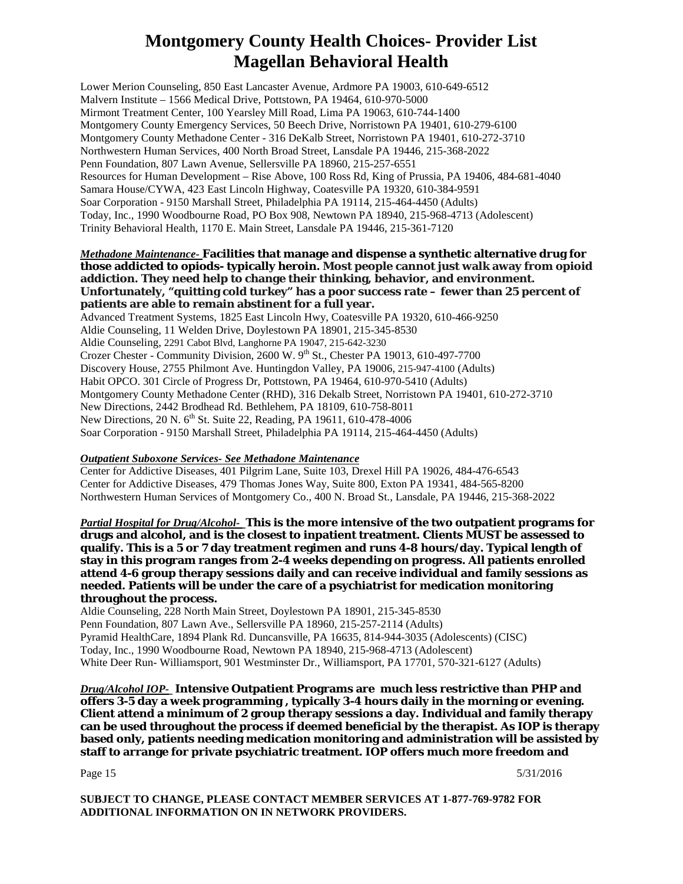Lower Merion Counseling, 850 East Lancaster Avenue, Ardmore PA 19003, 610-649-6512
Malvern Institute – 1566 Medical Drive, Pottstown, PA 19464, 610-970-5000
Mirmont Treatment Center, 100 Yearsley Mill Road, Lima PA 19063, 610-744-1400
Montgomery County Emergency Services, 50 Beech Drive, Norristown PA 19401, 610-279-6100
Montgomery County Methadone Center - 316 DeKalb Street, Norristown PA 19401, 610-272-3710
Northwestern Human Services, 400 North Broad Street, Lansdale PA 19446, 215-368-2022
Penn Foundation, 807 Lawn Avenue, Sellersville PA 18960, 215-257-6551
Resources for Human Development – Rise Above, 100 Ross Rd, King of Prussia, PA 19406, 484-681-4040
Samara House/CYWA, 423 East Lincoln Highway, Coatesville PA 19320, 610-384-9591
Soar Corporation - 9150 Marshall Street, Philadelphia PA 19114, 215-464-4450 (Adults)
Today, Inc., 1990 Woodbourne Road, PO Box 908, Newtown PA 18940, 215-968-4713 (Adolescent)
Trinity Behavioral Health, 1170 E. Main Street, Lansdale PA 19446, 215-361-7120

***Methadone Maintenance-*** **Facilities that manage and dispense a synthetic alternative drug for those addicted to opiods- typically heroin. Most people cannot just walk away from opioid addiction. They need help to change their thinking, behavior, and environment. Unfortunately, "quitting cold turkey" has a poor success rate – fewer than 25 percent of patients are able to remain abstinent for a full year.**

Advanced Treatment Systems, 1825 East Lincoln Hwy, Coatesville PA 19320, 610-466-9250
Aldie Counseling, 11 Welden Drive, Doylestown PA 18901, 215-345-8530
Aldie Counseling, 2291 Cabot Blvd, Langhorne PA 19047, 215-642-3230
Crozer Chester - Community Division, 2600 W. 9th St., Chester PA 19013, 610-497-7700
Discovery House, 2755 Philmont Ave. Huntingdon Valley, PA 19006, 215-947-4100 (Adults)
Habit OPCO. 301 Circle of Progress Dr, Pottstown, PA 19464, 610-970-5410 (Adults)
Montgomery County Methadone Center (RHD), 316 Dekalb Street, Norristown PA 19401, 610-272-3710
New Directions, 2442 Brodhead Rd. Bethlehem, PA 18109, 610-758-8011
New Directions, 20 N. 6th St. Suite 22, Reading, PA 19611, 610-478-4006
Soar Corporation - 9150 Marshall Street, Philadelphia PA 19114, 215-464-4450 (Adults)

***Outpatient Suboxone Services- See Methadone Maintenance***

Center for Addictive Diseases, 401 Pilgrim Lane, Suite 103, Drexel Hill PA 19026, 484-476-6543
Center for Addictive Diseases, 479 Thomas Jones Way, Suite 800, Exton PA 19341, 484-565-8200
Northwestern Human Services of Montgomery Co., 400 N. Broad St., Lansdale, PA 19446, 215-368-2022

***Partial Hospital for Drug/Alcohol-*** **This is the more intensive of the two outpatient programs for drugs and alcohol, and is the closest to inpatient treatment. Clients MUST be assessed to qualify. This is a 5 or 7 day treatment regimen and runs 4-8 hours/day. Typical length of stay in this program ranges from 2-4 weeks depending on progress. All patients enrolled attend 4-6 group therapy sessions daily and can receive individual and family sessions as needed. Patients will be under the care of a psychiatrist for medication monitoring throughout the process.**

Aldie Counseling, 228 North Main Street, Doylestown PA 18901, 215-345-8530
Penn Foundation, 807 Lawn Ave., Sellersville PA 18960, 215-257-2114 (Adults)
Pyramid HealthCare, 1894 Plank Rd. Duncansville, PA 16635, 814-944-3035 (Adolescents) (CISC)
Today, Inc., 1990 Woodbourne Road, Newtown PA 18940, 215-968-4713 (Adolescent)
White Deer Run- Williamsport, 901 Westminster Dr., Williamsport, PA 17701, 570-321-6127 (Adults)

***Drug/Alcohol IOP-*** **Intensive Outpatient Programs are much less restrictive than PHP and offers 3-5 day a week programming , typically 3-4 hours daily in the morning or evening. Client attend a minimum of 2 group therapy sessions a day. Individual and family therapy can be used throughout the process if deemed beneficial by the therapist. As IOP is therapy based only, patients needing medication monitoring and administration will be assisted by staff to arrange for private psychiatric treatment. IOP offers much more freedom and**

**SUBJECT TO CHANGE, PLEASE CONTACT MEMBER SERVICES AT 1-877-769-9782 FOR ADDITIONAL INFORMATION ON IN NETWORK PROVIDERS.**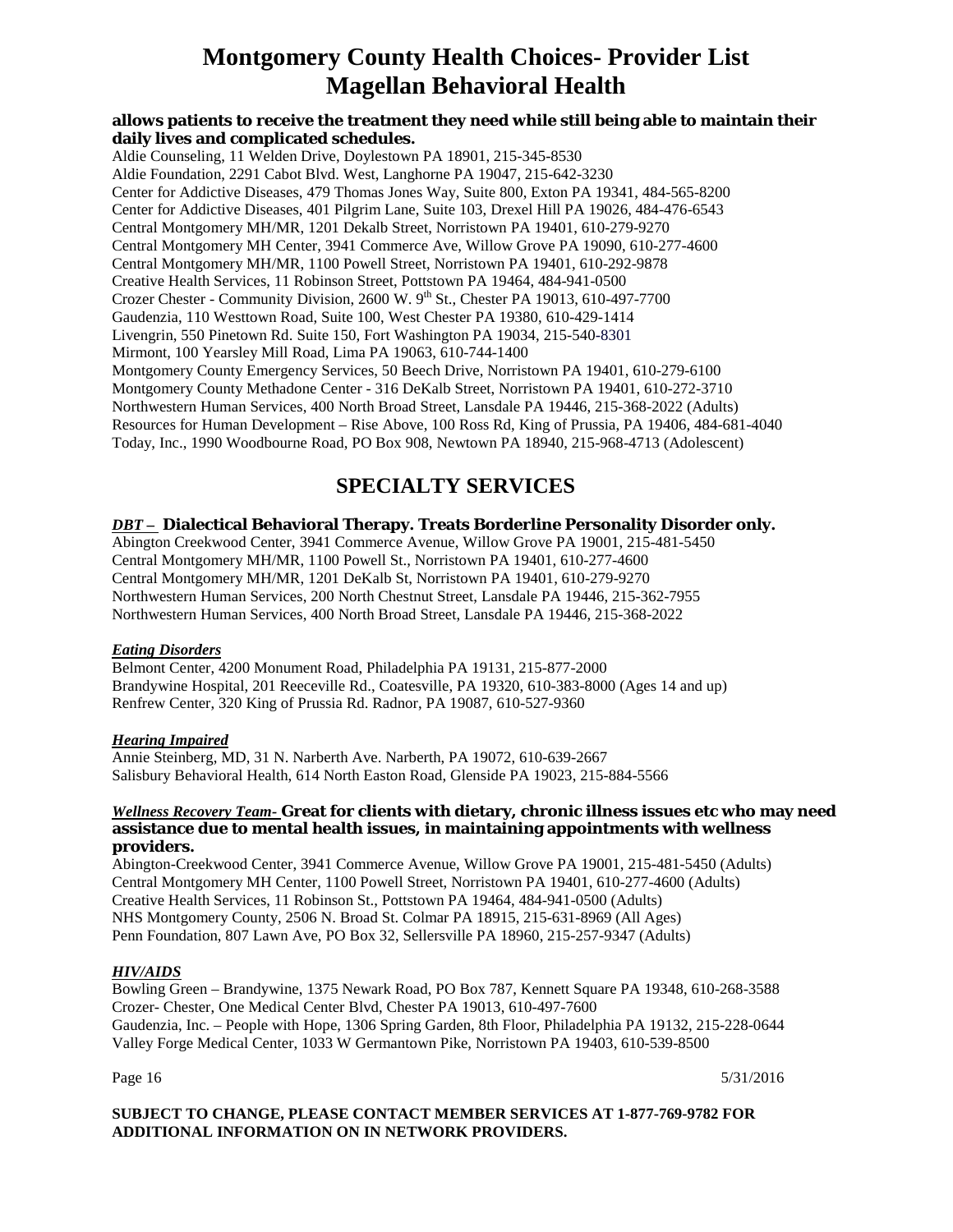**allows patients to receive the treatment they need while still being able to maintain their daily lives and complicated schedules.**

Aldie Counseling, 11 Welden Drive, Doylestown PA 18901, 215-345-8530
Aldie Foundation, 2291 Cabot Blvd. West, Langhorne PA 19047, 215-642-3230
Center for Addictive Diseases, 479 Thomas Jones Way, Suite 800, Exton PA 19341, 484-565-8200
Center for Addictive Diseases, 401 Pilgrim Lane, Suite 103, Drexel Hill PA 19026, 484-476-6543
Central Montgomery MH/MR, 1201 Dekalb Street, Norristown PA 19401, 610-279-9270
Central Montgomery MH Center, 3941 Commerce Ave, Willow Grove PA 19090, 610-277-4600
Central Montgomery MH/MR, 1100 Powell Street, Norristown PA 19401, 610-292-9878
Creative Health Services, 11 Robinson Street, Pottstown PA 19464, 484-941-0500
Crozer Chester - Community Division, 2600 W. 9th St., Chester PA 19013, 610-497-7700
Gaudenzia, 110 Westtown Road, Suite 100, West Chester PA 19380, 610-429-1414
Livengrin, 550 Pinetown Rd. Suite 150, Fort Washington PA 19034, 215-540-8301
Mirmont, 100 Yearsley Mill Road, Lima PA 19063, 610-744-1400
Montgomery County Emergency Services, 50 Beech Drive, Norristown PA 19401, 610-279-6100
Montgomery County Methadone Center - 316 DeKalb Street, Norristown PA 19401, 610-272-3710
Northwestern Human Services, 400 North Broad Street, Lansdale PA 19446, 215-368-2022 (Adults)
Resources for Human Development – Rise Above, 100 Ross Rd, King of Prussia, PA 19406, 484-681-4040
Today, Inc., 1990 Woodbourne Road, PO Box 908, Newtown PA 18940, 215-968-4713 (Adolescent)

## SPECIALTY SERVICES

***DBT –*** **Dialectical Behavioral Therapy. Treats Borderline Personality Disorder only.**

Abington Creekwood Center, 3941 Commerce Avenue, Willow Grove PA 19001, 215-481-5450
Central Montgomery MH/MR, 1100 Powell St., Norristown PA 19401, 610-277-4600
Central Montgomery MH/MR, 1201 DeKalb St, Norristown PA 19401, 610-279-9270
Northwestern Human Services, 200 North Chestnut Street, Lansdale PA 19446, 215-362-7955
Northwestern Human Services, 400 North Broad Street, Lansdale PA 19446, 215-368-2022

***Eating Disorders***

Belmont Center, 4200 Monument Road, Philadelphia PA 19131, 215-877-2000
Brandywine Hospital, 201 Reeceville Rd., Coatesville, PA 19320, 610-383-8000 (Ages 14 and up)
Renfrew Center, 320 King of Prussia Rd. Radnor, PA 19087, 610-527-9360

***Hearing Impaired***

Annie Steinberg, MD, 31 N. Narberth Ave. Narberth, PA 19072, 610-639-2667
Salisbury Behavioral Health, 614 North Easton Road, Glenside PA 19023, 215-884-5566

***Wellness Recovery Team-*** **Great for clients with dietary, chronic illness issues etc who may need assistance due to mental health issues, in maintaining appointments with wellness providers.**

Abington-Creekwood Center, 3941 Commerce Avenue, Willow Grove PA 19001, 215-481-5450 (Adults)
Central Montgomery MH Center, 1100 Powell Street, Norristown PA 19401, 610-277-4600 (Adults)
Creative Health Services, 11 Robinson St., Pottstown PA 19464, 484-941-0500 (Adults)
NHS Montgomery County, 2506 N. Broad St. Colmar PA 18915, 215-631-8969 (All Ages)
Penn Foundation, 807 Lawn Ave, PO Box 32, Sellersville PA 18960, 215-257-9347 (Adults)

***HIV/AIDS***

Bowling Green – Brandywine, 1375 Newark Road, PO Box 787, Kennett Square PA 19348, 610-268-3588
Crozer- Chester, One Medical Center Blvd, Chester PA 19013, 610-497-7600
Gaudenzia, Inc. – People with Hope, 1306 Spring Garden, 8th Floor, Philadelphia PA 19132, 215-228-0644
Valley Forge Medical Center, 1033 W Germantown Pike, Norristown PA 19403, 610-539-8500

**SUBJECT TO CHANGE, PLEASE CONTACT MEMBER SERVICES AT 1-877-769-9782 FOR ADDITIONAL INFORMATION ON IN NETWORK PROVIDERS.**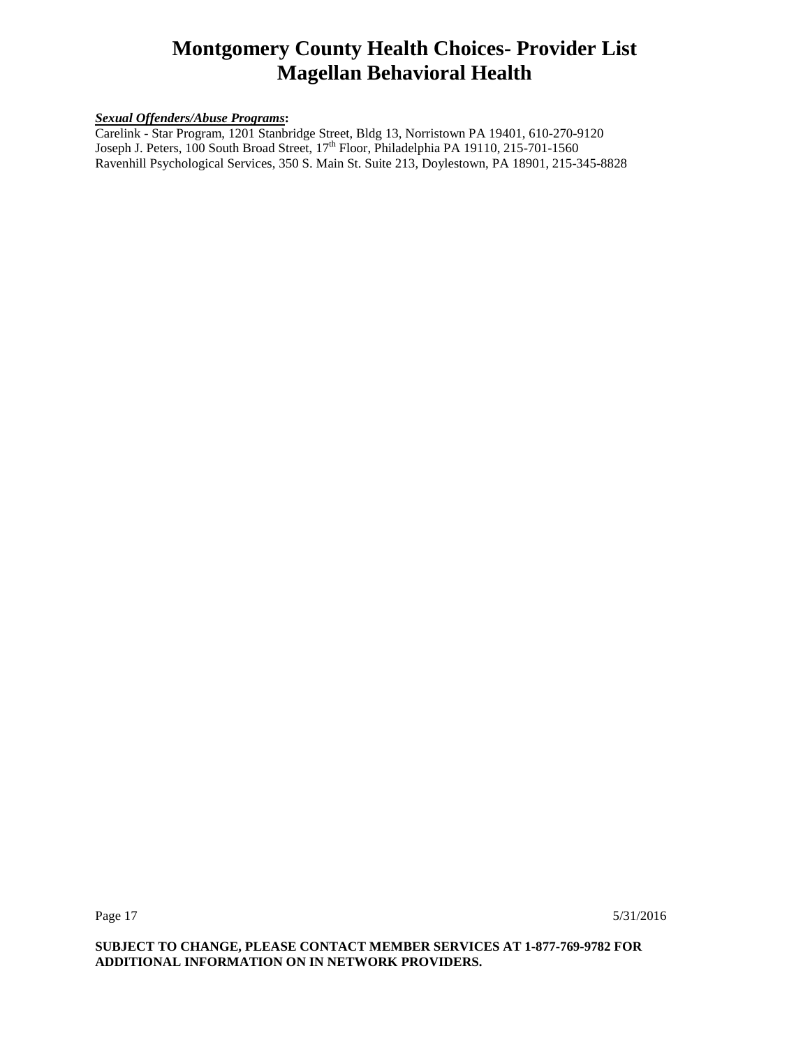***Sexual Offenders/Abuse Programs*:**

Carelink - Star Program, 1201 Stanbridge Street, Bldg 13, Norristown PA 19401, 610-270-9120
Joseph J. Peters, 100 South Broad Street, 17th Floor, Philadelphia PA 19110, 215-701-1560
Ravenhill Psychological Services, 350 S. Main St. Suite 213, Doylestown, PA 18901, 215-345-8828